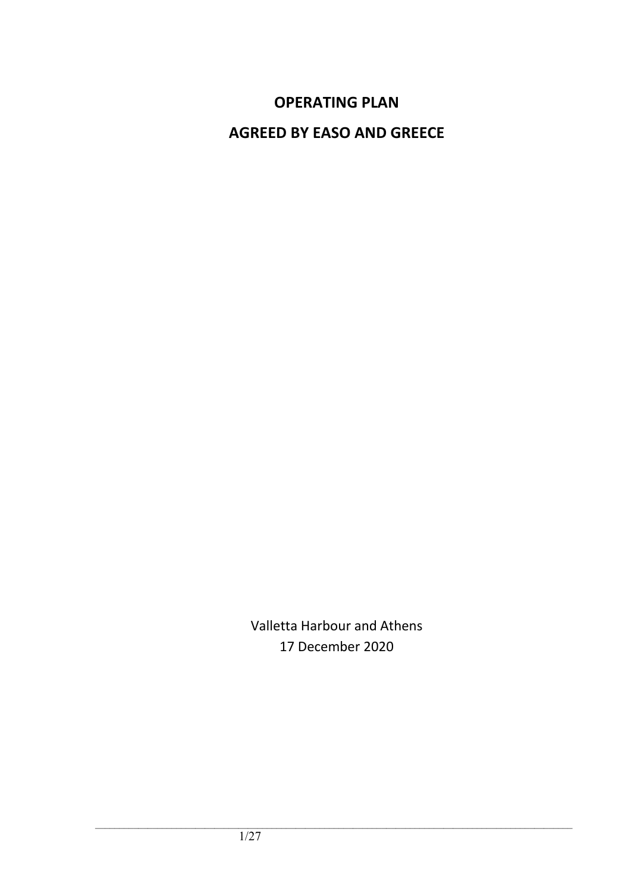# OPERATING PLAN

# AGREED BY EASO AND GREECE

Valletta Harbour and Athens
17 December 2020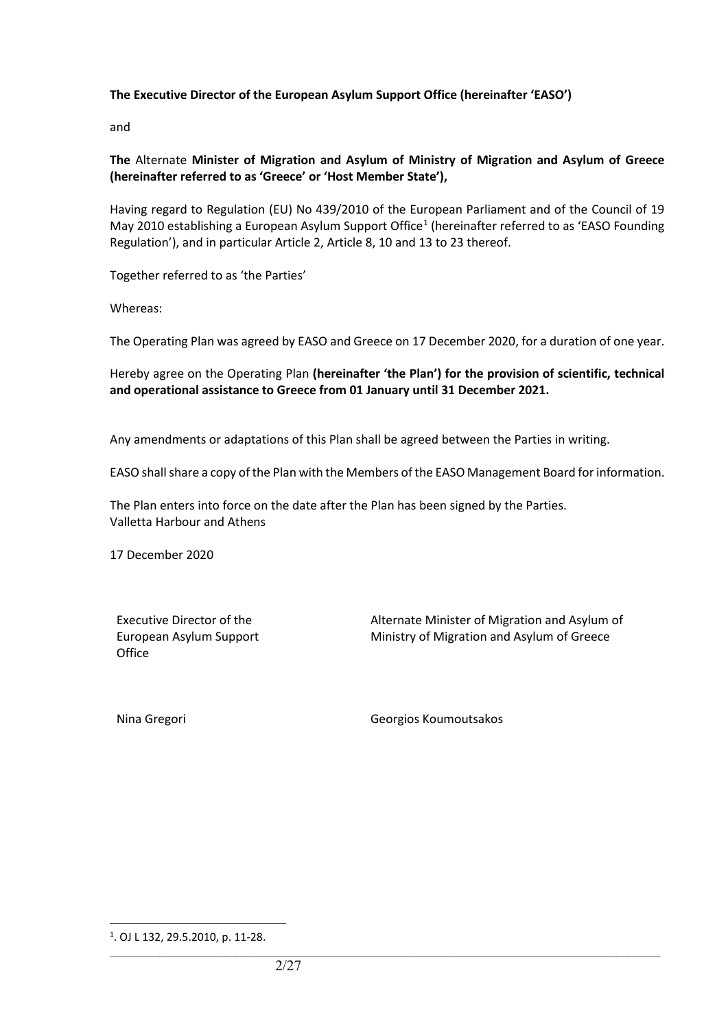**The Executive Director of the European Asylum Support Office (hereinafter 'EASO')**

and

**The** Alternate **Minister of Migration and Asylum of Ministry of Migration and Asylum of Greece (hereinafter referred to as 'Greece' or 'Host Member State'),**

Having regard to Regulation (EU) No 439/2010 of the European Parliament and of the Council of 19 May 2010 establishing a European Asylum Support Office[1] (hereinafter referred to as 'EASO Founding Regulation'), and in particular Article 2, Article 8, 10 and 13 to 23 thereof.

Together referred to as 'the Parties'

Whereas:

The Operating Plan was agreed by EASO and Greece on 17 December 2020, for a duration of one year.

Hereby agree on the Operating Plan **(hereinafter 'the Plan') for the provision of scientific, technical and operational assistance to Greece from 01 January until 31 December 2021.**

Any amendments or adaptations of this Plan shall be agreed between the Parties in writing.

EASO shall share a copy of the Plan with the Members of the EASO Management Board for information.

The Plan enters into force on the date after the Plan has been signed by the Parties.
Valletta Harbour and Athens

17 December 2020

| Executive Director of the European Asylum Support Office | Alternate Minister of Migration and Asylum of Ministry of Migration and Asylum of Greece |
|---|---|
| Nina Gregori | Georgios Koumoutsakos |

[1]. OJ L 132, 29.5.2010, p. 11-28.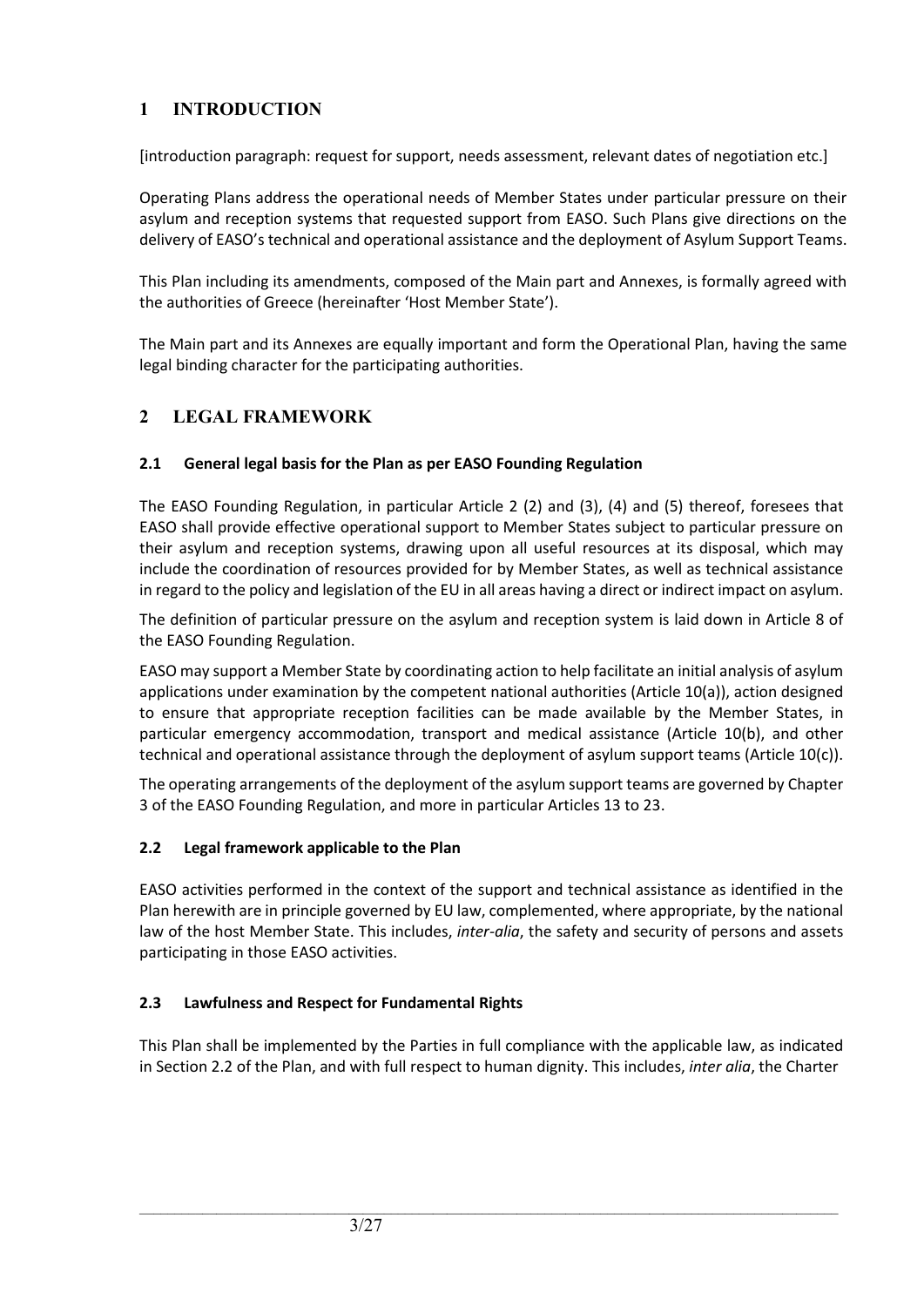# 1 INTRODUCTION

[introduction paragraph: request for support, needs assessment, relevant dates of negotiation etc.]

Operating Plans address the operational needs of Member States under particular pressure on their asylum and reception systems that requested support from EASO. Such Plans give directions on the delivery of EASO's technical and operational assistance and the deployment of Asylum Support Teams.

This Plan including its amendments, composed of the Main part and Annexes, is formally agreed with the authorities of Greece (hereinafter 'Host Member State').

The Main part and its Annexes are equally important and form the Operational Plan, having the same legal binding character for the participating authorities.

# 2 LEGAL FRAMEWORK

## 2.1 General legal basis for the Plan as per EASO Founding Regulation

The EASO Founding Regulation, in particular Article 2 (2) and (3), (4) and (5) thereof, foresees that EASO shall provide effective operational support to Member States subject to particular pressure on their asylum and reception systems, drawing upon all useful resources at its disposal, which may include the coordination of resources provided for by Member States, as well as technical assistance in regard to the policy and legislation of the EU in all areas having a direct or indirect impact on asylum.

The definition of particular pressure on the asylum and reception system is laid down in Article 8 of the EASO Founding Regulation.

EASO may support a Member State by coordinating action to help facilitate an initial analysis of asylum applications under examination by the competent national authorities (Article 10(a)), action designed to ensure that appropriate reception facilities can be made available by the Member States, in particular emergency accommodation, transport and medical assistance (Article 10(b), and other technical and operational assistance through the deployment of asylum support teams (Article 10(c)).

The operating arrangements of the deployment of the asylum support teams are governed by Chapter 3 of the EASO Founding Regulation, and more in particular Articles 13 to 23.

## 2.2 Legal framework applicable to the Plan

EASO activities performed in the context of the support and technical assistance as identified in the Plan herewith are in principle governed by EU law, complemented, where appropriate, by the national law of the host Member State. This includes, *inter-alia*, the safety and security of persons and assets participating in those EASO activities.

## 2.3 Lawfulness and Respect for Fundamental Rights

This Plan shall be implemented by the Parties in full compliance with the applicable law, as indicated in Section 2.2 of the Plan, and with full respect to human dignity. This includes, *inter alia*, the Charter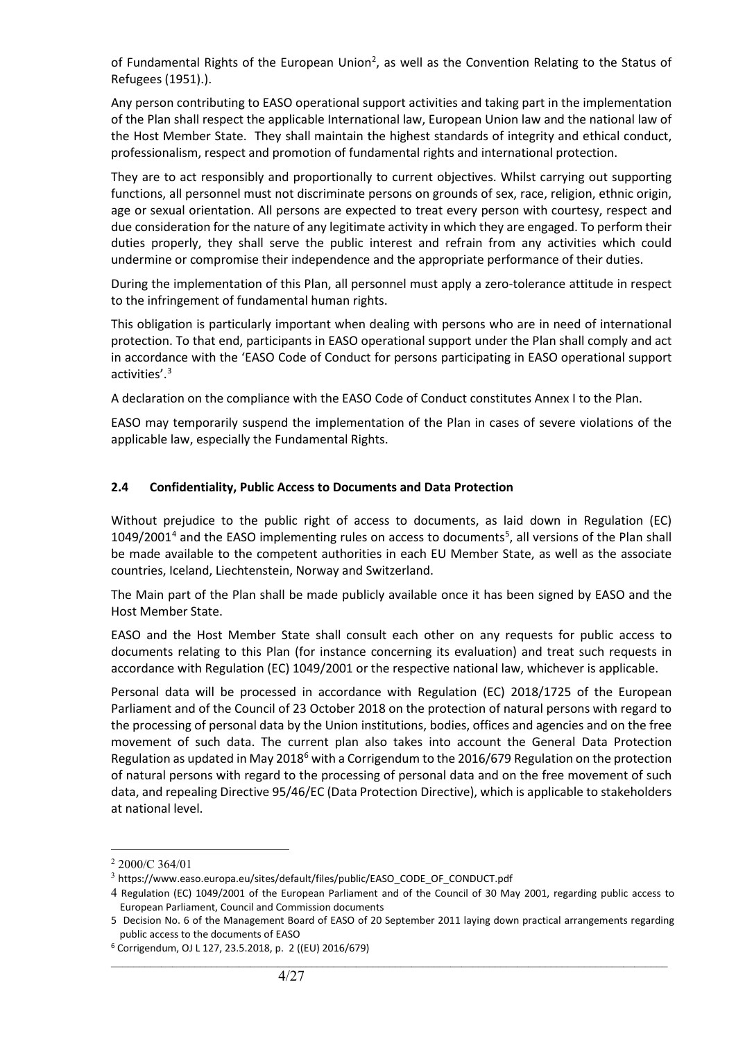of Fundamental Rights of the European Union[2], as well as the Convention Relating to the Status of Refugees (1951).).

Any person contributing to EASO operational support activities and taking part in the implementation of the Plan shall respect the applicable International law, European Union law and the national law of the Host Member State. They shall maintain the highest standards of integrity and ethical conduct, professionalism, respect and promotion of fundamental rights and international protection.

They are to act responsibly and proportionally to current objectives. Whilst carrying out supporting functions, all personnel must not discriminate persons on grounds of sex, race, religion, ethnic origin, age or sexual orientation. All persons are expected to treat every person with courtesy, respect and due consideration for the nature of any legitimate activity in which they are engaged. To perform their duties properly, they shall serve the public interest and refrain from any activities which could undermine or compromise their independence and the appropriate performance of their duties.

During the implementation of this Plan, all personnel must apply a zero-tolerance attitude in respect to the infringement of fundamental human rights.

This obligation is particularly important when dealing with persons who are in need of international protection. To that end, participants in EASO operational support under the Plan shall comply and act in accordance with the 'EASO Code of Conduct for persons participating in EASO operational support activities'.[3]

A declaration on the compliance with the EASO Code of Conduct constitutes Annex I to the Plan.

EASO may temporarily suspend the implementation of the Plan in cases of severe violations of the applicable law, especially the Fundamental Rights.

### 2.4 Confidentiality, Public Access to Documents and Data Protection

Without prejudice to the public right of access to documents, as laid down in Regulation (EC) 1049/2001[4] and the EASO implementing rules on access to documents[5], all versions of the Plan shall be made available to the competent authorities in each EU Member State, as well as the associate countries, Iceland, Liechtenstein, Norway and Switzerland.

The Main part of the Plan shall be made publicly available once it has been signed by EASO and the Host Member State.

EASO and the Host Member State shall consult each other on any requests for public access to documents relating to this Plan (for instance concerning its evaluation) and treat such requests in accordance with Regulation (EC) 1049/2001 or the respective national law, whichever is applicable.

Personal data will be processed in accordance with Regulation (EC) 2018/1725 of the European Parliament and of the Council of 23 October 2018 on the protection of natural persons with regard to the processing of personal data by the Union institutions, bodies, offices and agencies and on the free movement of such data. The current plan also takes into account the General Data Protection Regulation as updated in May 2018[6] with a Corrigendum to the 2016/679 Regulation on the protection of natural persons with regard to the processing of personal data and on the free movement of such data, and repealing Directive 95/46/EC (Data Protection Directive), which is applicable to stakeholders at national level.

---

[2] 2000/C 364/01

[3] https://www.easo.europa.eu/sites/default/files/public/EASO_CODE_OF_CONDUCT.pdf

[4] Regulation (EC) 1049/2001 of the European Parliament and of the Council of 30 May 2001, regarding public access to European Parliament, Council and Commission documents

[5] Decision No. 6 of the Management Board of EASO of 20 September 2011 laying down practical arrangements regarding public access to the documents of EASO

[6] Corrigendum, OJ L 127, 23.5.2018, p. 2 ((EU) 2016/679)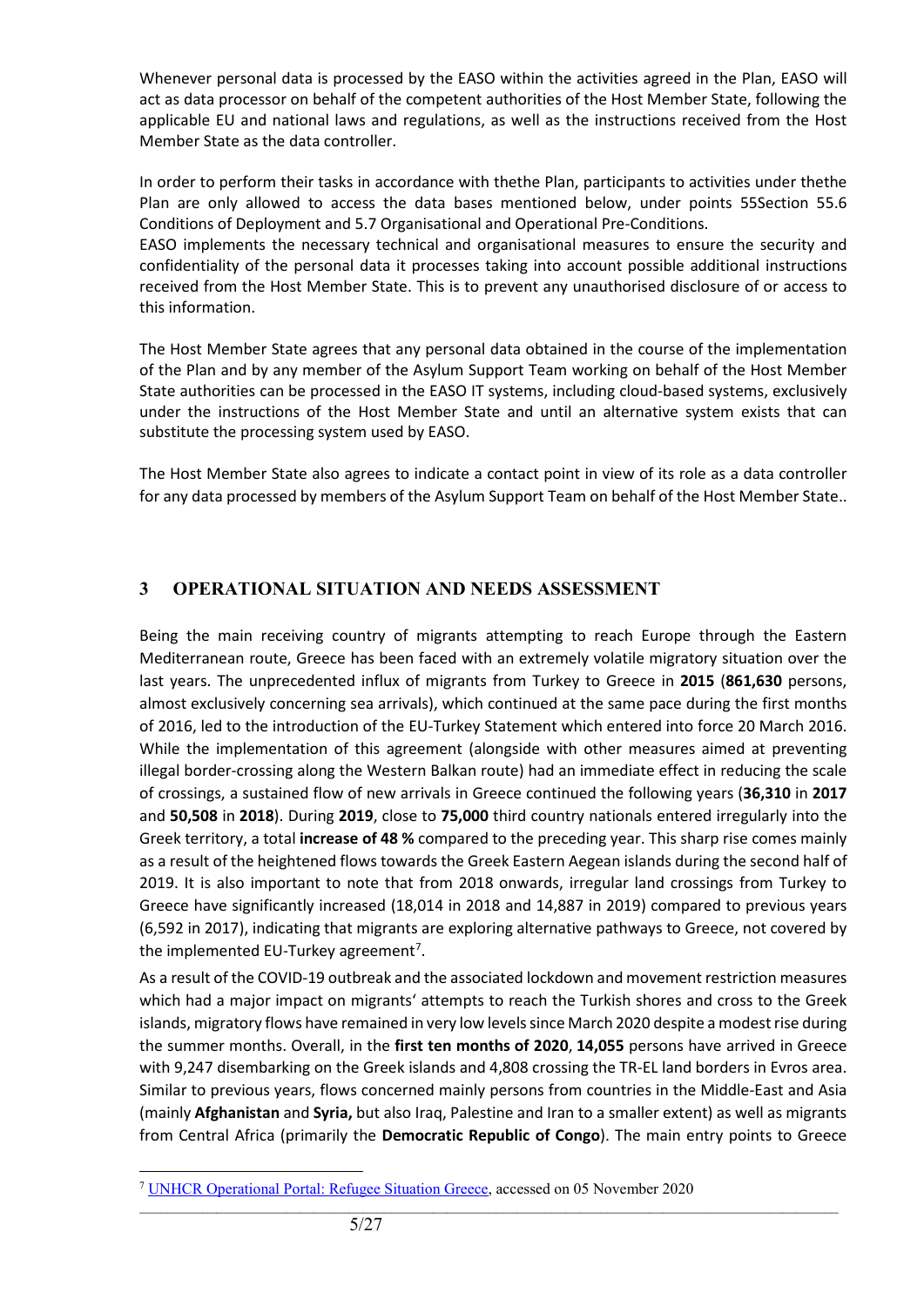Whenever personal data is processed by the EASO within the activities agreed in the Plan, EASO will act as data processor on behalf of the competent authorities of the Host Member State, following the applicable EU and national laws and regulations, as well as the instructions received from the Host Member State as the data controller.

In order to perform their tasks in accordance with thethe Plan, participants to activities under thethe Plan are only allowed to access the data bases mentioned below, under points 55Section 55.6 Conditions of Deployment and 5.7 Organisational and Operational Pre-Conditions.
EASO implements the necessary technical and organisational measures to ensure the security and confidentiality of the personal data it processes taking into account possible additional instructions received from the Host Member State. This is to prevent any unauthorised disclosure of or access to this information.

The Host Member State agrees that any personal data obtained in the course of the implementation of the Plan and by any member of the Asylum Support Team working on behalf of the Host Member State authorities can be processed in the EASO IT systems, including cloud-based systems, exclusively under the instructions of the Host Member State and until an alternative system exists that can substitute the processing system used by EASO.

The Host Member State also agrees to indicate a contact point in view of its role as a data controller for any data processed by members of the Asylum Support Team on behalf of the Host Member State..

## 3 OPERATIONAL SITUATION AND NEEDS ASSESSMENT

Being the main receiving country of migrants attempting to reach Europe through the Eastern Mediterranean route, Greece has been faced with an extremely volatile migratory situation over the last years. The unprecedented influx of migrants from Turkey to Greece in **2015** (**861,630** persons, almost exclusively concerning sea arrivals), which continued at the same pace during the first months of 2016, led to the introduction of the EU-Turkey Statement which entered into force 20 March 2016. While the implementation of this agreement (alongside with other measures aimed at preventing illegal border-crossing along the Western Balkan route) had an immediate effect in reducing the scale of crossings, a sustained flow of new arrivals in Greece continued the following years (**36,310** in **2017** and **50,508** in **2018**). During **2019**, close to **75,000** third country nationals entered irregularly into the Greek territory, a total **increase of 48 %** compared to the preceding year. This sharp rise comes mainly as a result of the heightened flows towards the Greek Eastern Aegean islands during the second half of 2019. It is also important to note that from 2018 onwards, irregular land crossings from Turkey to Greece have significantly increased (18,014 in 2018 and 14,887 in 2019) compared to previous years (6,592 in 2017), indicating that migrants are exploring alternative pathways to Greece, not covered by the implemented EU-Turkey agreement[7].

As a result of the COVID-19 outbreak and the associated lockdown and movement restriction measures which had a major impact on migrants' attempts to reach the Turkish shores and cross to the Greek islands, migratory flows have remained in very low levels since March 2020 despite a modest rise during the summer months. Overall, in the **first ten months of 2020**, **14,055** persons have arrived in Greece with 9,247 disembarking on the Greek islands and 4,808 crossing the TR-EL land borders in Evros area. Similar to previous years, flows concerned mainly persons from countries in the Middle-East and Asia (mainly **Afghanistan** and **Syria,** but also Iraq, Palestine and Iran to a smaller extent) as well as migrants from Central Africa (primarily the **Democratic Republic of Congo**). The main entry points to Greece

[7] UNHCR Operational Portal: Refugee Situation Greece, accessed on 05 November 2020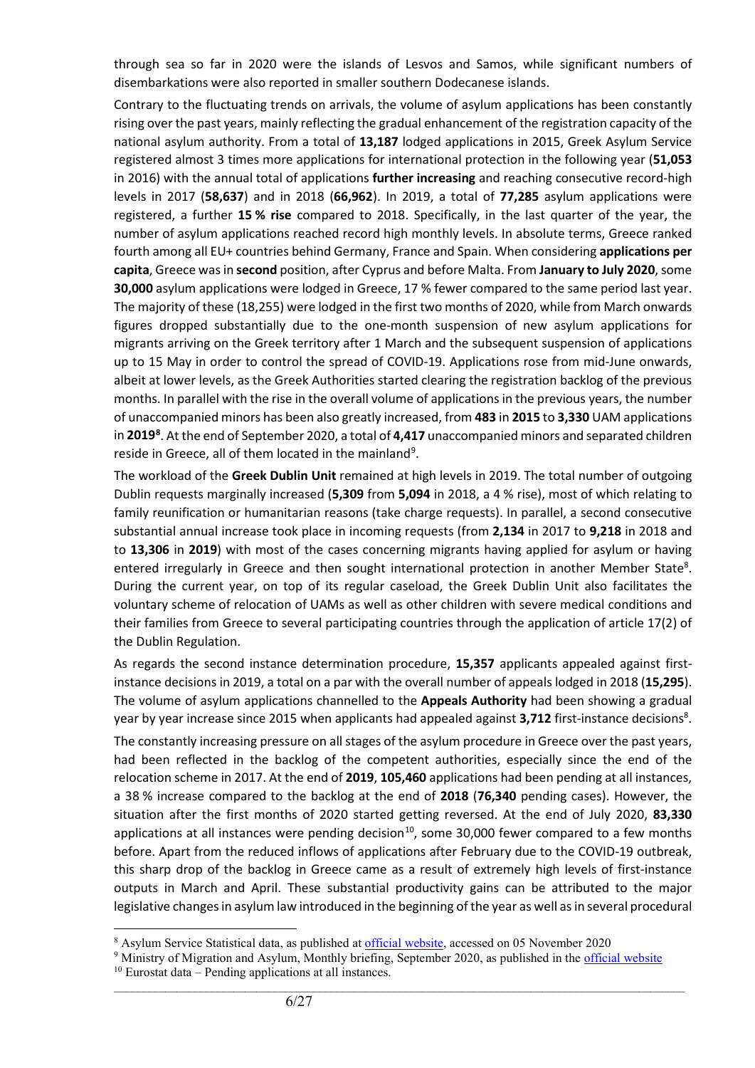through sea so far in 2020 were the islands of Lesvos and Samos, while significant numbers of disembarkations were also reported in smaller southern Dodecanese islands.

Contrary to the fluctuating trends on arrivals, the volume of asylum applications has been constantly rising over the past years, mainly reflecting the gradual enhancement of the registration capacity of the national asylum authority. From a total of **13,187** lodged applications in 2015, Greek Asylum Service registered almost 3 times more applications for international protection in the following year (**51,053** in 2016) with the annual total of applications **further increasing** and reaching consecutive record-high levels in 2017 (**58,637**) and in 2018 (**66,962**). In 2019, a total of **77,285** asylum applications were registered, a further **15 % rise** compared to 2018. Specifically, in the last quarter of the year, the number of asylum applications reached record high monthly levels. In absolute terms, Greece ranked fourth among all EU+ countries behind Germany, France and Spain. When considering **applications per capita**, Greece was in **second** position, after Cyprus and before Malta. From **January to July 2020**, some **30,000** asylum applications were lodged in Greece, 17 % fewer compared to the same period last year. The majority of these (18,255) were lodged in the first two months of 2020, while from March onwards figures dropped substantially due to the one-month suspension of new asylum applications for migrants arriving on the Greek territory after 1 March and the subsequent suspension of applications up to 15 May in order to control the spread of COVID-19. Applications rose from mid-June onwards, albeit at lower levels, as the Greek Authorities started clearing the registration backlog of the previous months. In parallel with the rise in the overall volume of applications in the previous years, the number of unaccompanied minors has been also greatly increased, from **483** in **2015** to **3,330** UAM applications in **2019**[8]. At the end of September 2020, a total of **4,417** unaccompanied minors and separated children reside in Greece, all of them located in the mainland[9].

The workload of the **Greek Dublin Unit** remained at high levels in 2019. The total number of outgoing Dublin requests marginally increased (**5,309** from **5,094** in 2018, a 4 % rise), most of which relating to family reunification or humanitarian reasons (take charge requests). In parallel, a second consecutive substantial annual increase took place in incoming requests (from **2,134** in 2017 to **9,218** in 2018 and to **13,306** in **2019**) with most of the cases concerning migrants having applied for asylum or having entered irregularly in Greece and then sought international protection in another Member State[8]. During the current year, on top of its regular caseload, the Greek Dublin Unit also facilitates the voluntary scheme of relocation of UAMs as well as other children with severe medical conditions and their families from Greece to several participating countries through the application of article 17(2) of the Dublin Regulation.

As regards the second instance determination procedure, **15,357** applicants appealed against first-instance decisions in 2019, a total on a par with the overall number of appeals lodged in 2018 (**15,295**). The volume of asylum applications channelled to the **Appeals Authority** had been showing a gradual year by year increase since 2015 when applicants had appealed against **3,712** first-instance decisions[8].

The constantly increasing pressure on all stages of the asylum procedure in Greece over the past years, had been reflected in the backlog of the competent authorities, especially since the end of the relocation scheme in 2017. At the end of **2019**, **105,460** applications had been pending at all instances, a 38 % increase compared to the backlog at the end of **2018** (**76,340** pending cases). However, the situation after the first months of 2020 started getting reversed. At the end of July 2020, **83,330** applications at all instances were pending decision[10], some 30,000 fewer compared to a few months before. Apart from the reduced inflows of applications after February due to the COVID-19 outbreak, this sharp drop of the backlog in Greece came as a result of extremely high levels of first-instance outputs in March and April. These substantial productivity gains can be attributed to the major legislative changes in asylum law introduced in the beginning of the year as well as in several procedural

---

[8] Asylum Service Statistical data, as published at official website, accessed on 05 November 2020

[9] Ministry of Migration and Asylum, Monthly briefing, September 2020, as published in the official website

[10] Eurostat data – Pending applications at all instances.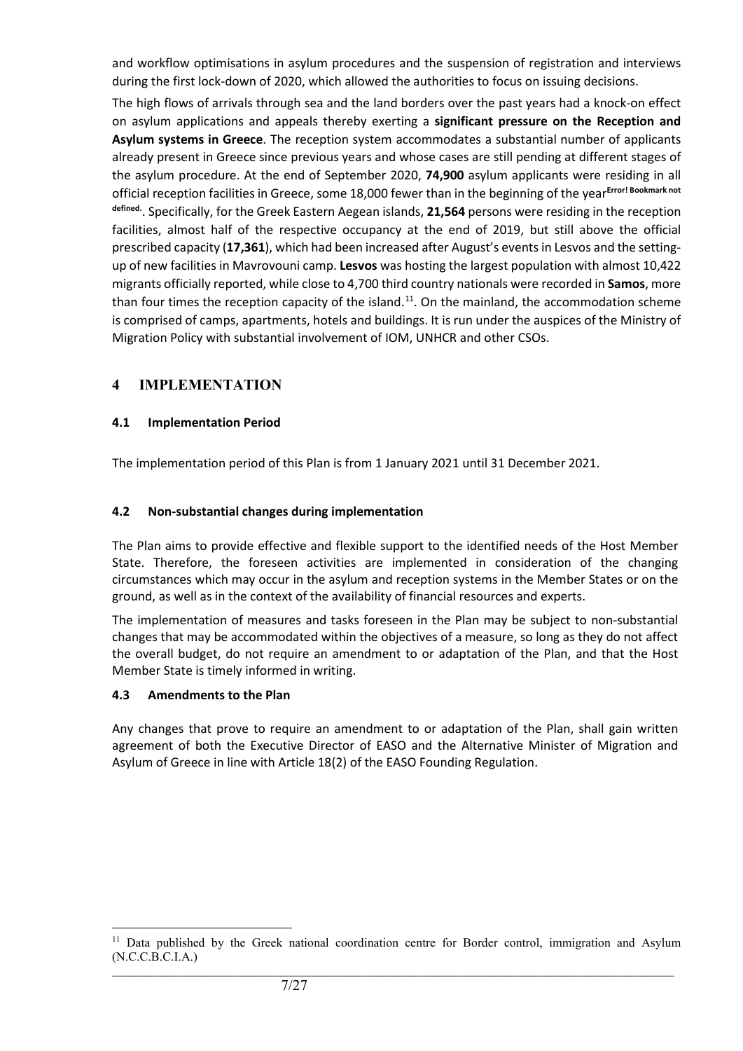and workflow optimisations in asylum procedures and the suspension of registration and interviews during the first lock-down of 2020, which allowed the authorities to focus on issuing decisions.

The high flows of arrivals through sea and the land borders over the past years had a knock-on effect on asylum applications and appeals thereby exerting a **significant pressure on the Reception and Asylum systems in Greece**. The reception system accommodates a substantial number of applicants already present in Greece since previous years and whose cases are still pending at different stages of the asylum procedure. At the end of September 2020, **74,900** asylum applicants were residing in all official reception facilities in Greece, some 18,000 fewer than in the beginning of the year**Error! Bookmark not defined.**. Specifically, for the Greek Eastern Aegean islands, **21,564** persons were residing in the reception facilities, almost half of the respective occupancy at the end of 2019, but still above the official prescribed capacity (**17,361**), which had been increased after August's events in Lesvos and the setting-up of new facilities in Mavrovouni camp. **Lesvos** was hosting the largest population with almost 10,422 migrants officially reported, while close to 4,700 third country nationals were recorded in **Samos**, more than four times the reception capacity of the island.[11]. On the mainland, the accommodation scheme is comprised of camps, apartments, hotels and buildings. It is run under the auspices of the Ministry of Migration Policy with substantial involvement of IOM, UNHCR and other CSOs.

# 4 IMPLEMENTATION

## 4.1 Implementation Period

The implementation period of this Plan is from 1 January 2021 until 31 December 2021.

## 4.2 Non-substantial changes during implementation

The Plan aims to provide effective and flexible support to the identified needs of the Host Member State. Therefore, the foreseen activities are implemented in consideration of the changing circumstances which may occur in the asylum and reception systems in the Member States or on the ground, as well as in the context of the availability of financial resources and experts.

The implementation of measures and tasks foreseen in the Plan may be subject to non-substantial changes that may be accommodated within the objectives of a measure, so long as they do not affect the overall budget, do not require an amendment to or adaptation of the Plan, and that the Host Member State is timely informed in writing.

## 4.3 Amendments to the Plan

Any changes that prove to require an amendment to or adaptation of the Plan, shall gain written agreement of both the Executive Director of EASO and the Alternative Minister of Migration and Asylum of Greece in line with Article 18(2) of the EASO Founding Regulation.

---

[11] Data published by the Greek national coordination centre for Border control, immigration and Asylum (N.C.C.B.C.I.A.)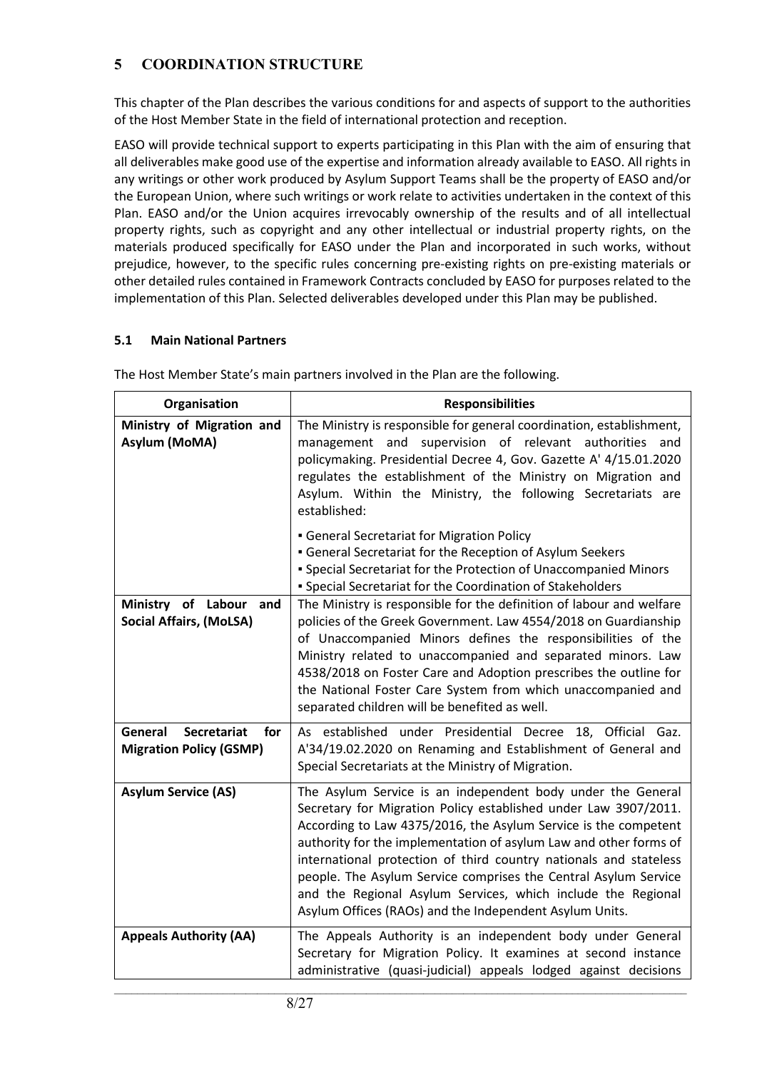# 5 COORDINATION STRUCTURE

This chapter of the Plan describes the various conditions for and aspects of support to the authorities of the Host Member State in the field of international protection and reception.

EASO will provide technical support to experts participating in this Plan with the aim of ensuring that all deliverables make good use of the expertise and information already available to EASO. All rights in any writings or other work produced by Asylum Support Teams shall be the property of EASO and/or the European Union, where such writings or work relate to activities undertaken in the context of this Plan. EASO and/or the Union acquires irrevocably ownership of the results and of all intellectual property rights, such as copyright and any other intellectual or industrial property rights, on the materials produced specifically for EASO under the Plan and incorporated in such works, without prejudice, however, to the specific rules concerning pre-existing rights on pre-existing materials or other detailed rules contained in Framework Contracts concluded by EASO for purposes related to the implementation of this Plan. Selected deliverables developed under this Plan may be published.

## 5.1 Main National Partners

The Host Member State's main partners involved in the Plan are the following.

| Organisation | Responsibilities |
|---|---|
| **Ministry of Migration and Asylum (MoMA)** | The Ministry is responsible for general coordination, establishment, management and supervision of relevant authorities and policymaking. Presidential Decree 4, Gov. Gazette A' 4/15.01.2020 regulates the establishment of the Ministry on Migration and Asylum. Within the Ministry, the following Secretariats are established:<br>▪ General Secretariat for Migration Policy<br>▪ General Secretariat for the Reception of Asylum Seekers<br>▪ Special Secretariat for the Protection of Unaccompanied Minors<br>▪ Special Secretariat for the Coordination of Stakeholders |
| **Ministry of Labour and Social Affairs, (MoLSA)** | The Ministry is responsible for the definition of labour and welfare policies of the Greek Government. Law 4554/2018 on Guardianship of Unaccompanied Minors defines the responsibilities of the Ministry related to unaccompanied and separated minors. Law 4538/2018 on Foster Care and Adoption prescribes the outline for the National Foster Care System from which unaccompanied and separated children will be benefited as well. |
| **General Secretariat for Migration Policy (GSMP)** | As established under Presidential Decree 18, Official Gaz. A'34/19.02.2020 on Renaming and Establishment of General and Special Secretariats at the Ministry of Migration. |
| **Asylum Service (AS)** | The Asylum Service is an independent body under the General Secretary for Migration Policy established under Law 3907/2011. According to Law 4375/2016, the Asylum Service is the competent authority for the implementation of asylum Law and other forms of international protection of third country nationals and stateless people. The Asylum Service comprises the Central Asylum Service and the Regional Asylum Services, which include the Regional Asylum Offices (RAOs) and the Independent Asylum Units. |
| **Appeals Authority (AA)** | The Appeals Authority is an independent body under General Secretary for Migration Policy. It examines at second instance administrative (quasi-judicial) appeals lodged against decisions |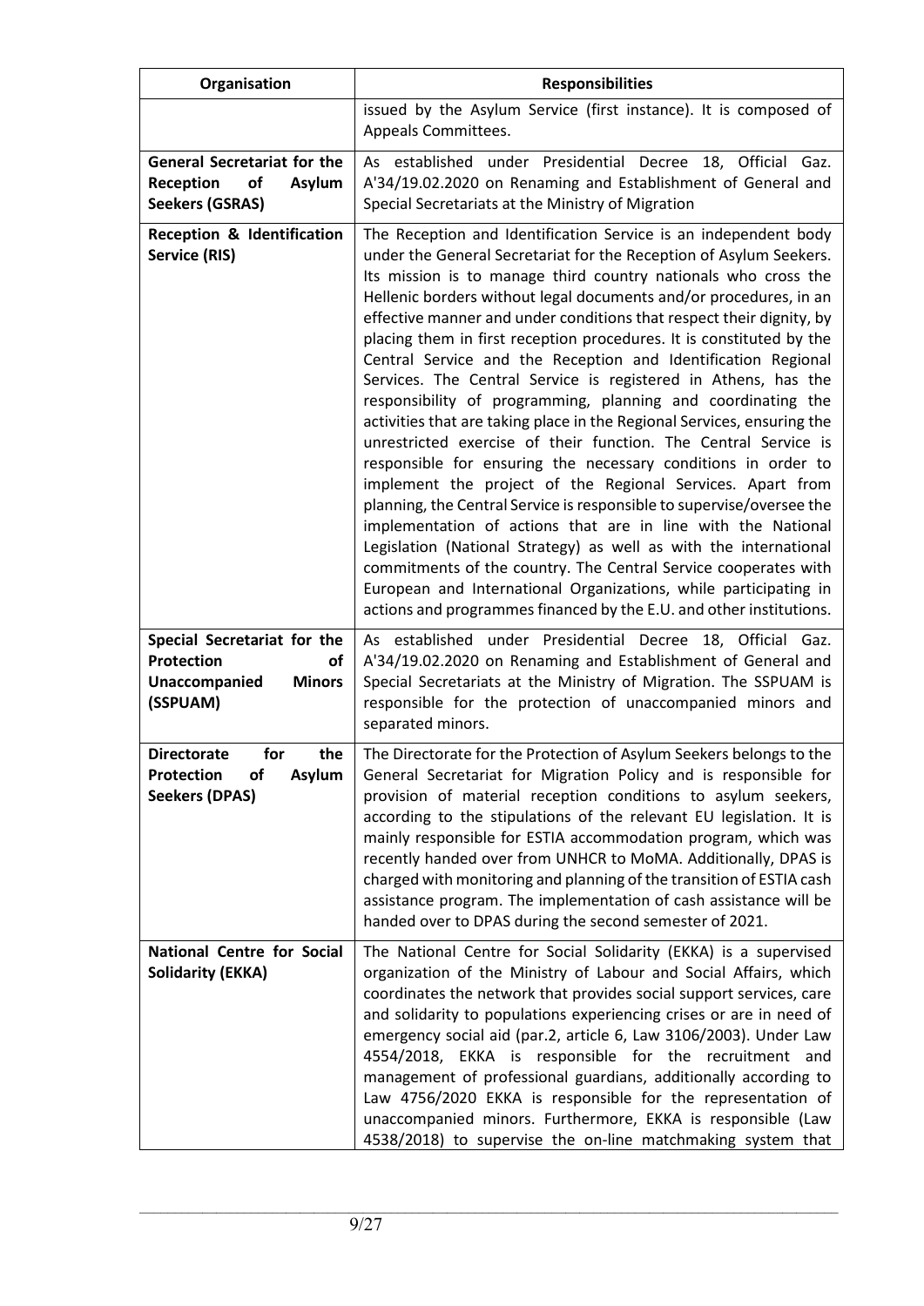| Organisation | Responsibilities |
|---|---|
| | issued by the Asylum Service (first instance). It is composed of Appeals Committees. |
| **General Secretariat for the Reception of Asylum Seekers (GSRAS)** | As established under Presidential Decree 18, Official Gaz. A'34/19.02.2020 on Renaming and Establishment of General and Special Secretariats at the Ministry of Migration |
| **Reception & Identification Service (RIS)** | The Reception and Identification Service is an independent body under the General Secretariat for the Reception of Asylum Seekers. Its mission is to manage third country nationals who cross the Hellenic borders without legal documents and/or procedures, in an effective manner and under conditions that respect their dignity, by placing them in first reception procedures. It is constituted by the Central Service and the Reception and Identification Regional Services. The Central Service is registered in Athens, has the responsibility of programming, planning and coordinating the activities that are taking place in the Regional Services, ensuring the unrestricted exercise of their function. The Central Service is responsible for ensuring the necessary conditions in order to implement the project of the Regional Services. Apart from planning, the Central Service is responsible to supervise/oversee the implementation of actions that are in line with the National Legislation (National Strategy) as well as with the international commitments of the country. The Central Service cooperates with European and International Organizations, while participating in actions and programmes financed by the E.U. and other institutions. |
| **Special Secretariat for the Protection of Unaccompanied Minors (SSPUAM)** | As established under Presidential Decree 18, Official Gaz. A'34/19.02.2020 on Renaming and Establishment of General and Special Secretariats at the Ministry of Migration. The SSPUAM is responsible for the protection of unaccompanied minors and separated minors. |
| **Directorate for the Protection of Asylum Seekers (DPAS)** | The Directorate for the Protection of Asylum Seekers belongs to the General Secretariat for Migration Policy and is responsible for provision of material reception conditions to asylum seekers, according to the stipulations of the relevant EU legislation. It is mainly responsible for ESTIA accommodation program, which was recently handed over from UNHCR to MoMA. Additionally, DPAS is charged with monitoring and planning of the transition of ESTIA cash assistance program. The implementation of cash assistance will be handed over to DPAS during the second semester of 2021. |
| **National Centre for Social Solidarity (EKKA)** | The National Centre for Social Solidarity (EKKA) is a supervised organization of the Ministry of Labour and Social Affairs, which coordinates the network that provides social support services, care and solidarity to populations experiencing crises or are in need of emergency social aid (par.2, article 6, Law 3106/2003). Under Law 4554/2018, EKKA is responsible for the recruitment and management of professional guardians, additionally according to Law 4756/2020 EKKA is responsible for the representation of unaccompanied minors. Furthermore, EKKA is responsible (Law 4538/2018) to supervise the on-line matchmaking system that |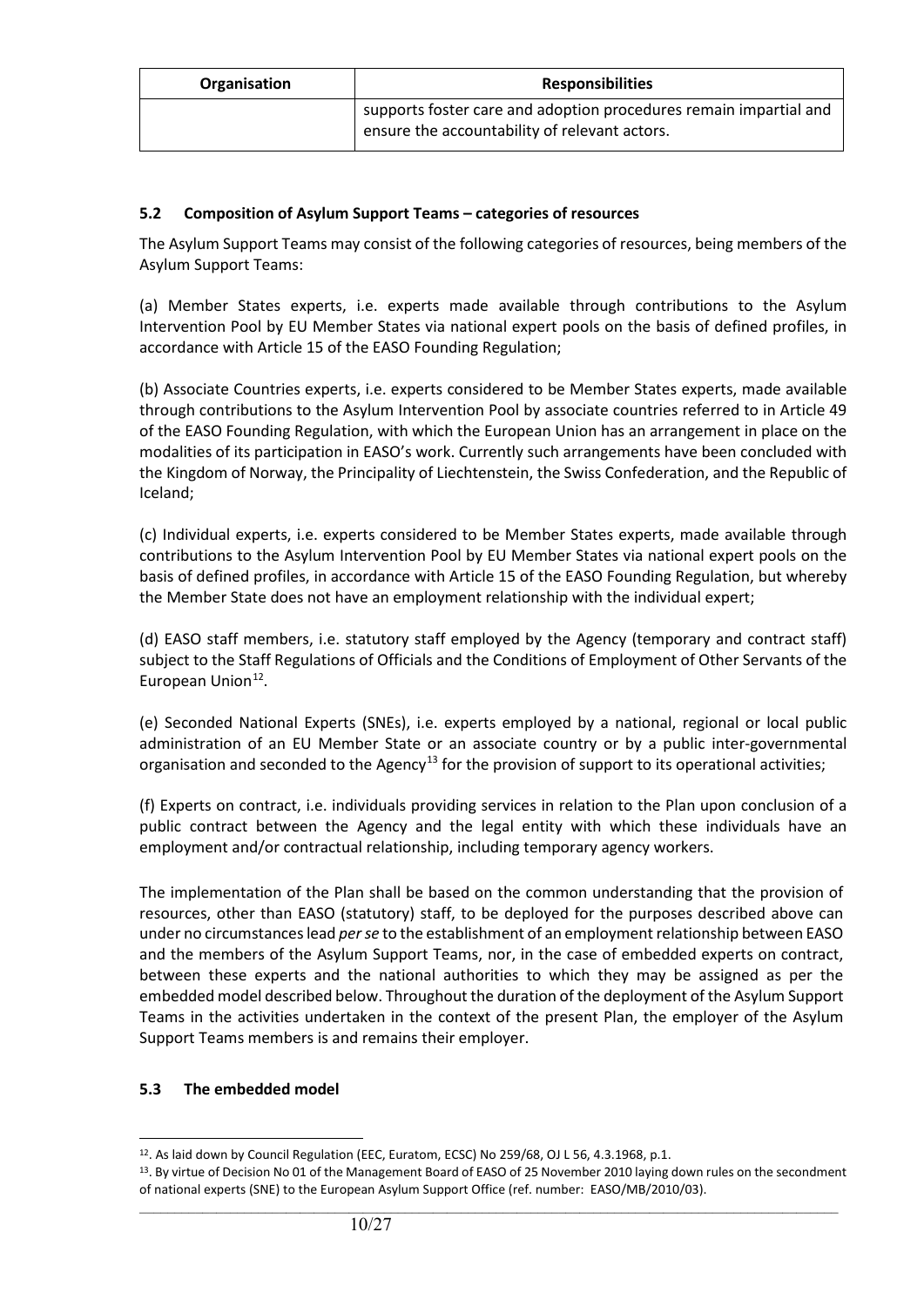| Organisation | Responsibilities |
| --- | --- |
| | supports foster care and adoption procedures remain impartial and ensure the accountability of relevant actors. |

### 5.2 Composition of Asylum Support Teams – categories of resources

The Asylum Support Teams may consist of the following categories of resources, being members of the Asylum Support Teams:

(a) Member States experts, i.e. experts made available through contributions to the Asylum Intervention Pool by EU Member States via national expert pools on the basis of defined profiles, in accordance with Article 15 of the EASO Founding Regulation;

(b) Associate Countries experts, i.e. experts considered to be Member States experts, made available through contributions to the Asylum Intervention Pool by associate countries referred to in Article 49 of the EASO Founding Regulation, with which the European Union has an arrangement in place on the modalities of its participation in EASO's work. Currently such arrangements have been concluded with the Kingdom of Norway, the Principality of Liechtenstein, the Swiss Confederation, and the Republic of Iceland;

(c) Individual experts, i.e. experts considered to be Member States experts, made available through contributions to the Asylum Intervention Pool by EU Member States via national expert pools on the basis of defined profiles, in accordance with Article 15 of the EASO Founding Regulation, but whereby the Member State does not have an employment relationship with the individual expert;

(d) EASO staff members, i.e. statutory staff employed by the Agency (temporary and contract staff) subject to the Staff Regulations of Officials and the Conditions of Employment of Other Servants of the European Union[12].

(e) Seconded National Experts (SNEs), i.e. experts employed by a national, regional or local public administration of an EU Member State or an associate country or by a public inter-governmental organisation and seconded to the Agency[13] for the provision of support to its operational activities;

(f) Experts on contract, i.e. individuals providing services in relation to the Plan upon conclusion of a public contract between the Agency and the legal entity with which these individuals have an employment and/or contractual relationship, including temporary agency workers.

The implementation of the Plan shall be based on the common understanding that the provision of resources, other than EASO (statutory) staff, to be deployed for the purposes described above can under no circumstances lead *per se* to the establishment of an employment relationship between EASO and the members of the Asylum Support Teams, nor, in the case of embedded experts on contract, between these experts and the national authorities to which they may be assigned as per the embedded model described below. Throughout the duration of the deployment of the Asylum Support Teams in the activities undertaken in the context of the present Plan, the employer of the Asylum Support Teams members is and remains their employer.

### 5.3 The embedded model

[12]. As laid down by Council Regulation (EEC, Euratom, ECSC) No 259/68, OJ L 56, 4.3.1968, p.1.

[13]. By virtue of Decision No 01 of the Management Board of EASO of 25 November 2010 laying down rules on the secondment of national experts (SNE) to the European Asylum Support Office (ref. number: EASO/MB/2010/03).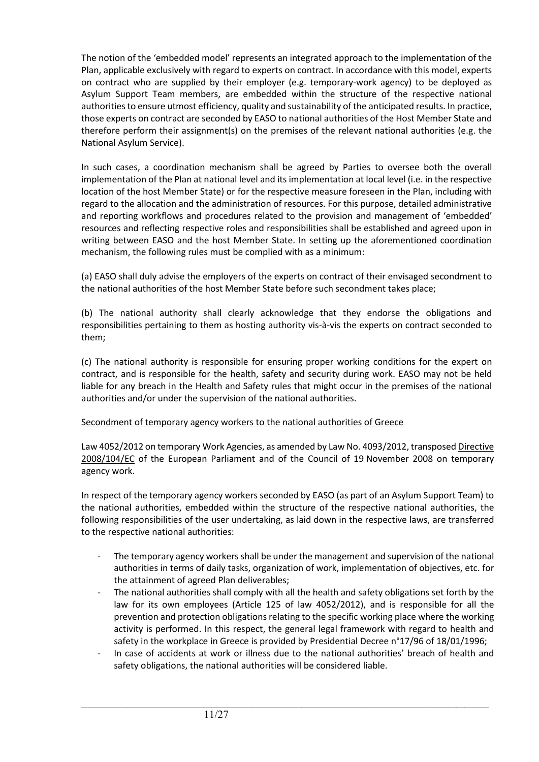The notion of the 'embedded model' represents an integrated approach to the implementation of the Plan, applicable exclusively with regard to experts on contract. In accordance with this model, experts on contract who are supplied by their employer (e.g. temporary-work agency) to be deployed as Asylum Support Team members, are embedded within the structure of the respective national authorities to ensure utmost efficiency, quality and sustainability of the anticipated results. In practice, those experts on contract are seconded by EASO to national authorities of the Host Member State and therefore perform their assignment(s) on the premises of the relevant national authorities (e.g. the National Asylum Service).

In such cases, a coordination mechanism shall be agreed by Parties to oversee both the overall implementation of the Plan at national level and its implementation at local level (i.e. in the respective location of the host Member State) or for the respective measure foreseen in the Plan, including with regard to the allocation and the administration of resources. For this purpose, detailed administrative and reporting workflows and procedures related to the provision and management of 'embedded' resources and reflecting respective roles and responsibilities shall be established and agreed upon in writing between EASO and the host Member State. In setting up the aforementioned coordination mechanism, the following rules must be complied with as a minimum:

(a) EASO shall duly advise the employers of the experts on contract of their envisaged secondment to the national authorities of the host Member State before such secondment takes place;

(b) The national authority shall clearly acknowledge that they endorse the obligations and responsibilities pertaining to them as hosting authority vis-à-vis the experts on contract seconded to them;

(c) The national authority is responsible for ensuring proper working conditions for the expert on contract, and is responsible for the health, safety and security during work. EASO may not be held liable for any breach in the Health and Safety rules that might occur in the premises of the national authorities and/or under the supervision of the national authorities.

<u>Secondment of temporary agency workers to the national authorities of Greece</u>

Law 4052/2012 on temporary Work Agencies, as amended by Law No. 4093/2012, transposed <u>Directive 2008/104/EC</u> of the European Parliament and of the Council of 19 November 2008 on temporary agency work.

In respect of the temporary agency workers seconded by EASO (as part of an Asylum Support Team) to the national authorities, embedded within the structure of the respective national authorities, the following responsibilities of the user undertaking, as laid down in the respective laws, are transferred to the respective national authorities:

- The temporary agency workers shall be under the management and supervision of the national authorities in terms of daily tasks, organization of work, implementation of objectives, etc. for the attainment of agreed Plan deliverables;
- The national authorities shall comply with all the health and safety obligations set forth by the law for its own employees (Article 125 of law 4052/2012), and is responsible for all the prevention and protection obligations relating to the specific working place where the working activity is performed. In this respect, the general legal framework with regard to health and safety in the workplace in Greece is provided by Presidential Decree n°17/96 of 18/01/1996;
- In case of accidents at work or illness due to the national authorities' breach of health and safety obligations, the national authorities will be considered liable.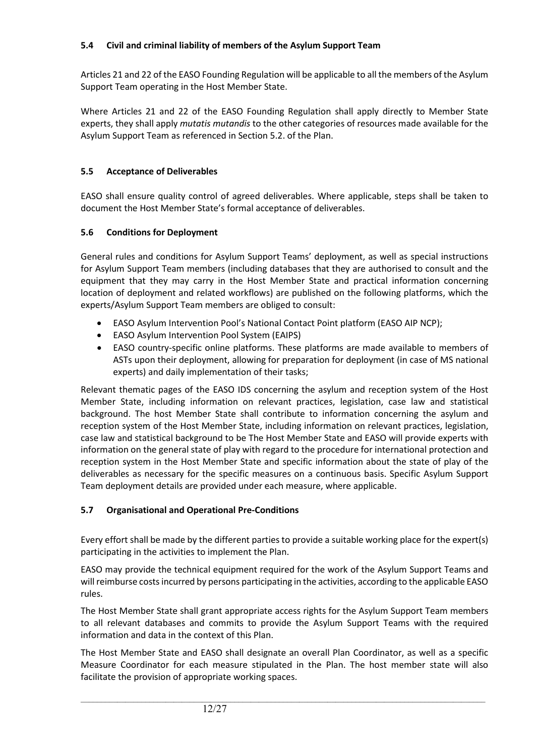### 5.4 Civil and criminal liability of members of the Asylum Support Team

Articles 21 and 22 of the EASO Founding Regulation will be applicable to all the members of the Asylum Support Team operating in the Host Member State.

Where Articles 21 and 22 of the EASO Founding Regulation shall apply directly to Member State experts, they shall apply *mutatis mutandis* to the other categories of resources made available for the Asylum Support Team as referenced in Section 5.2. of the Plan.

### 5.5 Acceptance of Deliverables

EASO shall ensure quality control of agreed deliverables. Where applicable, steps shall be taken to document the Host Member State's formal acceptance of deliverables.

### 5.6 Conditions for Deployment

General rules and conditions for Asylum Support Teams' deployment, as well as special instructions for Asylum Support Team members (including databases that they are authorised to consult and the equipment that they may carry in the Host Member State and practical information concerning location of deployment and related workflows) are published on the following platforms, which the experts/Asylum Support Team members are obliged to consult:

- EASO Asylum Intervention Pool's National Contact Point platform (EASO AIP NCP);
- EASO Asylum Intervention Pool System (EAIPS)
- EASO country-specific online platforms. These platforms are made available to members of ASTs upon their deployment, allowing for preparation for deployment (in case of MS national experts) and daily implementation of their tasks;

Relevant thematic pages of the EASO IDS concerning the asylum and reception system of the Host Member State, including information on relevant practices, legislation, case law and statistical background. The host Member State shall contribute to information concerning the asylum and reception system of the Host Member State, including information on relevant practices, legislation, case law and statistical background to be The Host Member State and EASO will provide experts with information on the general state of play with regard to the procedure for international protection and reception system in the Host Member State and specific information about the state of play of the deliverables as necessary for the specific measures on a continuous basis. Specific Asylum Support Team deployment details are provided under each measure, where applicable.

### 5.7 Organisational and Operational Pre-Conditions

Every effort shall be made by the different parties to provide a suitable working place for the expert(s) participating in the activities to implement the Plan.

EASO may provide the technical equipment required for the work of the Asylum Support Teams and will reimburse costs incurred by persons participating in the activities, according to the applicable EASO rules.

The Host Member State shall grant appropriate access rights for the Asylum Support Team members to all relevant databases and commits to provide the Asylum Support Teams with the required information and data in the context of this Plan.

The Host Member State and EASO shall designate an overall Plan Coordinator, as well as a specific Measure Coordinator for each measure stipulated in the Plan. The host member state will also facilitate the provision of appropriate working spaces.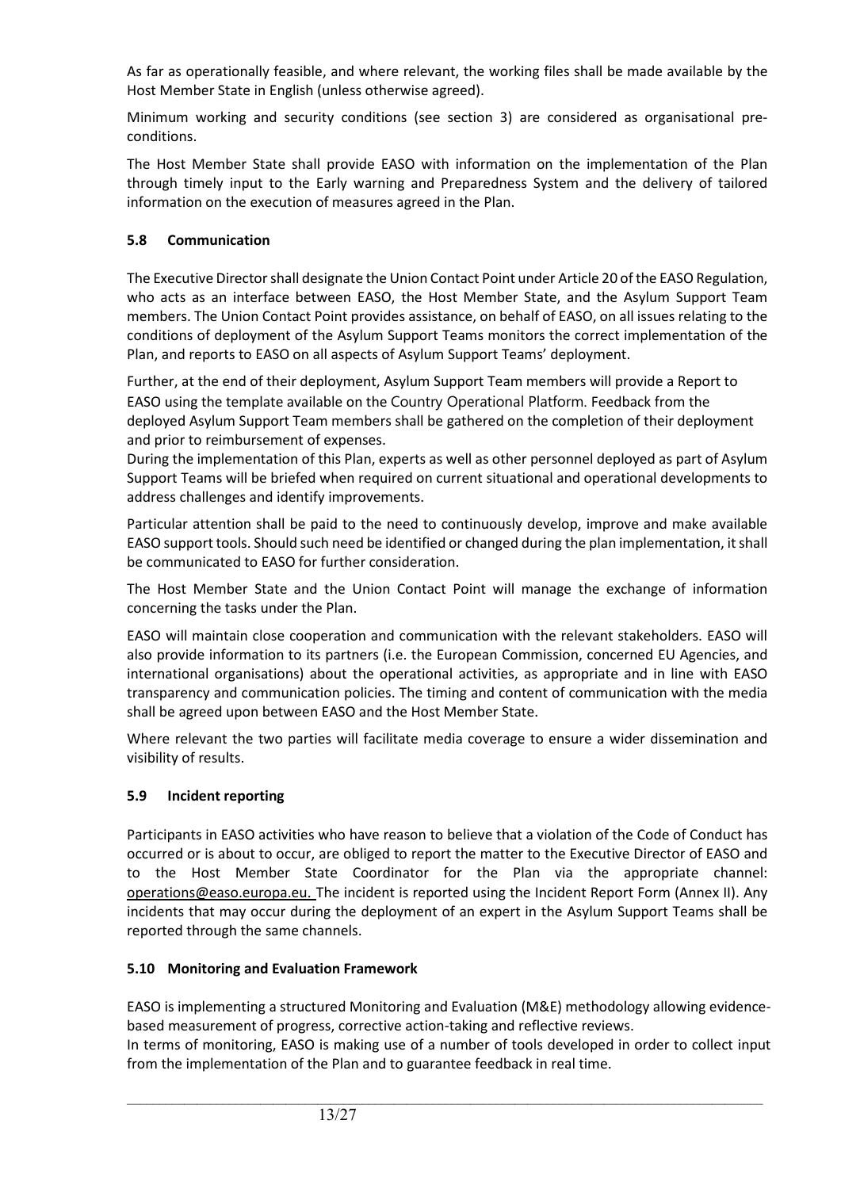As far as operationally feasible, and where relevant, the working files shall be made available by the Host Member State in English (unless otherwise agreed).

Minimum working and security conditions (see section 3) are considered as organisational pre-conditions.

The Host Member State shall provide EASO with information on the implementation of the Plan through timely input to the Early warning and Preparedness System and the delivery of tailored information on the execution of measures agreed in the Plan.

### 5.8 Communication

The Executive Director shall designate the Union Contact Point under Article 20 of the EASO Regulation, who acts as an interface between EASO, the Host Member State, and the Asylum Support Team members. The Union Contact Point provides assistance, on behalf of EASO, on all issues relating to the conditions of deployment of the Asylum Support Teams monitors the correct implementation of the Plan, and reports to EASO on all aspects of Asylum Support Teams' deployment.

Further, at the end of their deployment, Asylum Support Team members will provide a Report to EASO using the template available on the Country Operational Platform. Feedback from the deployed Asylum Support Team members shall be gathered on the completion of their deployment and prior to reimbursement of expenses.

During the implementation of this Plan, experts as well as other personnel deployed as part of Asylum Support Teams will be briefed when required on current situational and operational developments to address challenges and identify improvements.

Particular attention shall be paid to the need to continuously develop, improve and make available EASO support tools. Should such need be identified or changed during the plan implementation, it shall be communicated to EASO for further consideration.

The Host Member State and the Union Contact Point will manage the exchange of information concerning the tasks under the Plan.

EASO will maintain close cooperation and communication with the relevant stakeholders. EASO will also provide information to its partners (i.e. the European Commission, concerned EU Agencies, and international organisations) about the operational activities, as appropriate and in line with EASO transparency and communication policies. The timing and content of communication with the media shall be agreed upon between EASO and the Host Member State.

Where relevant the two parties will facilitate media coverage to ensure a wider dissemination and visibility of results.

### 5.9 Incident reporting

Participants in EASO activities who have reason to believe that a violation of the Code of Conduct has occurred or is about to occur, are obliged to report the matter to the Executive Director of EASO and to the Host Member State Coordinator for the Plan via the appropriate channel: operations@easo.europa.eu. The incident is reported using the Incident Report Form (Annex II). Any incidents that may occur during the deployment of an expert in the Asylum Support Teams shall be reported through the same channels.

### 5.10 Monitoring and Evaluation Framework

EASO is implementing a structured Monitoring and Evaluation (M&E) methodology allowing evidence-based measurement of progress, corrective action-taking and reflective reviews.

In terms of monitoring, EASO is making use of a number of tools developed in order to collect input from the implementation of the Plan and to guarantee feedback in real time.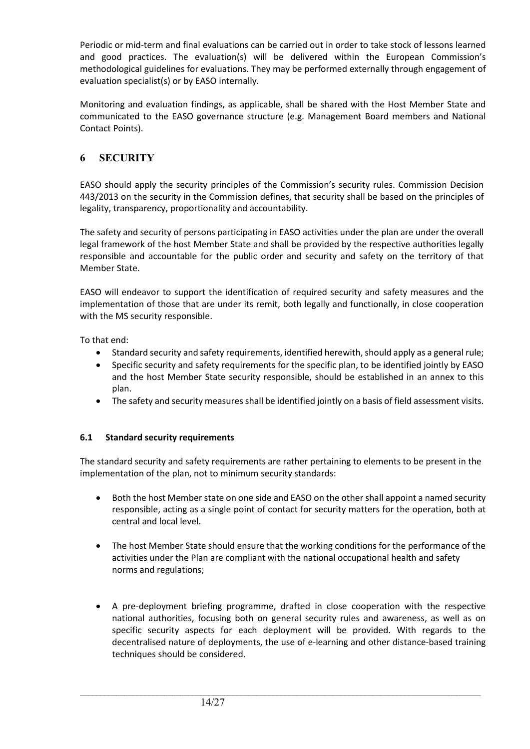Periodic or mid-term and final evaluations can be carried out in order to take stock of lessons learned and good practices. The evaluation(s) will be delivered within the European Commission's methodological guidelines for evaluations. They may be performed externally through engagement of evaluation specialist(s) or by EASO internally.

Monitoring and evaluation findings, as applicable, shall be shared with the Host Member State and communicated to the EASO governance structure (e.g. Management Board members and National Contact Points).

# 6 SECURITY

EASO should apply the security principles of the Commission's security rules. Commission Decision 443/2013 on the security in the Commission defines, that security shall be based on the principles of legality, transparency, proportionality and accountability.

The safety and security of persons participating in EASO activities under the plan are under the overall legal framework of the host Member State and shall be provided by the respective authorities legally responsible and accountable for the public order and security and safety on the territory of that Member State.

EASO will endeavor to support the identification of required security and safety measures and the implementation of those that are under its remit, both legally and functionally, in close cooperation with the MS security responsible.

To that end:

- Standard security and safety requirements, identified herewith, should apply as a general rule;
- Specific security and safety requirements for the specific plan, to be identified jointly by EASO and the host Member State security responsible, should be established in an annex to this plan.
- The safety and security measures shall be identified jointly on a basis of field assessment visits.

## 6.1 Standard security requirements

The standard security and safety requirements are rather pertaining to elements to be present in the implementation of the plan, not to minimum security standards:

- Both the host Member state on one side and EASO on the other shall appoint a named security responsible, acting as a single point of contact for security matters for the operation, both at central and local level.
- The host Member State should ensure that the working conditions for the performance of the activities under the Plan are compliant with the national occupational health and safety norms and regulations;
- A pre-deployment briefing programme, drafted in close cooperation with the respective national authorities, focusing both on general security rules and awareness, as well as on specific security aspects for each deployment will be provided. With regards to the decentralised nature of deployments, the use of e-learning and other distance-based training techniques should be considered.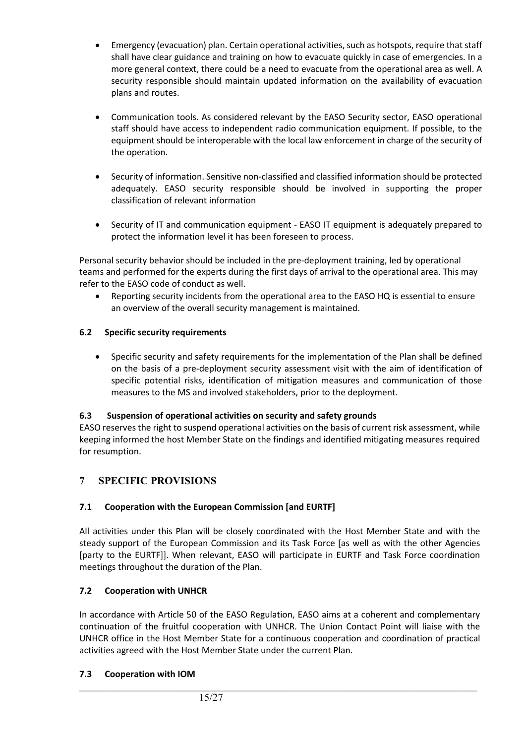- Emergency (evacuation) plan. Certain operational activities, such as hotspots, require that staff shall have clear guidance and training on how to evacuate quickly in case of emergencies. In a more general context, there could be a need to evacuate from the operational area as well. A security responsible should maintain updated information on the availability of evacuation plans and routes.

- Communication tools. As considered relevant by the EASO Security sector, EASO operational staff should have access to independent radio communication equipment. If possible, to the equipment should be interoperable with the local law enforcement in charge of the security of the operation.

- Security of information. Sensitive non-classified and classified information should be protected adequately. EASO security responsible should be involved in supporting the proper classification of relevant information

- Security of IT and communication equipment - EASO IT equipment is adequately prepared to protect the information level it has been foreseen to process.

Personal security behavior should be included in the pre-deployment training, led by operational teams and performed for the experts during the first days of arrival to the operational area. This may refer to the EASO code of conduct as well.

- Reporting security incidents from the operational area to the EASO HQ is essential to ensure an overview of the overall security management is maintained.

### 6.2 Specific security requirements

- Specific security and safety requirements for the implementation of the Plan shall be defined on the basis of a pre-deployment security assessment visit with the aim of identification of specific potential risks, identification of mitigation measures and communication of those measures to the MS and involved stakeholders, prior to the deployment.

### 6.3 Suspension of operational activities on security and safety grounds

EASO reserves the right to suspend operational activities on the basis of current risk assessment, while keeping informed the host Member State on the findings and identified mitigating measures required for resumption.

## 7 SPECIFIC PROVISIONS

### 7.1 Cooperation with the European Commission [and EURTF]

All activities under this Plan will be closely coordinated with the Host Member State and with the steady support of the European Commission and its Task Force [as well as with the other Agencies [party to the EURTF]]. When relevant, EASO will participate in EURTF and Task Force coordination meetings throughout the duration of the Plan.

### 7.2 Cooperation with UNHCR

In accordance with Article 50 of the EASO Regulation, EASO aims at a coherent and complementary continuation of the fruitful cooperation with UNHCR. The Union Contact Point will liaise with the UNHCR office in the Host Member State for a continuous cooperation and coordination of practical activities agreed with the Host Member State under the current Plan.

### 7.3 Cooperation with IOM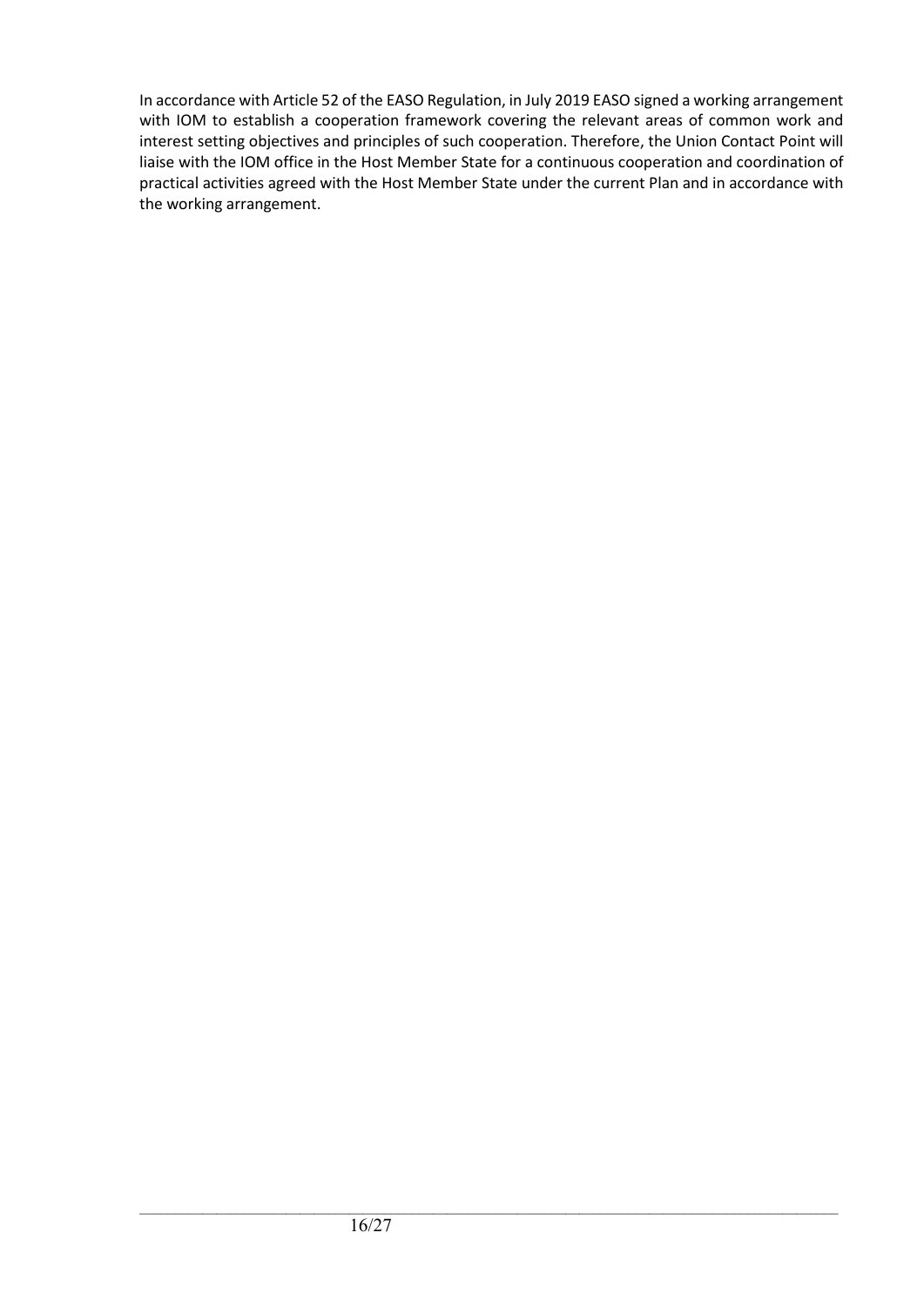In accordance with Article 52 of the EASO Regulation, in July 2019 EASO signed a working arrangement with IOM to establish a cooperation framework covering the relevant areas of common work and interest setting objectives and principles of such cooperation. Therefore, the Union Contact Point will liaise with the IOM office in the Host Member State for a continuous cooperation and coordination of practical activities agreed with the Host Member State under the current Plan and in accordance with the working arrangement.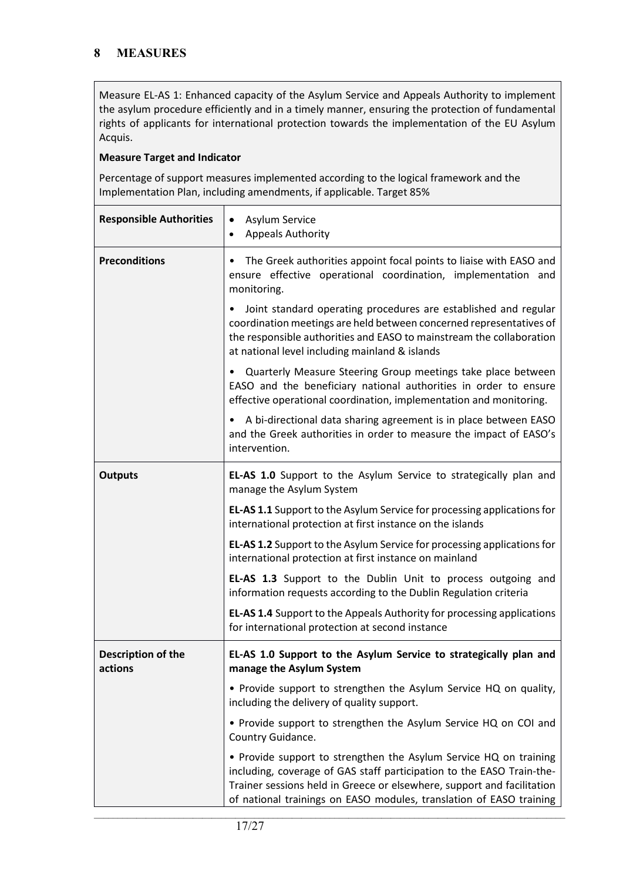# 8 MEASURES

Measure EL-AS 1: Enhanced capacity of the Asylum Service and Appeals Authority to implement the asylum procedure efficiently and in a timely manner, ensuring the protection of fundamental rights of applicants for international protection towards the implementation of the EU Asylum Acquis.

**Measure Target and Indicator**

Percentage of support measures implemented according to the logical framework and the Implementation Plan, including amendments, if applicable. Target 85%

| | |
|---|---|
| **Responsible Authorities** | • Asylum Service<br>• Appeals Authority |
| **Preconditions** | • The Greek authorities appoint focal points to liaise with EASO and ensure effective operational coordination, implementation and monitoring.<br>• Joint standard operating procedures are established and regular coordination meetings are held between concerned representatives of the responsible authorities and EASO to mainstream the collaboration at national level including mainland & islands<br>• Quarterly Measure Steering Group meetings take place between EASO and the beneficiary national authorities in order to ensure effective operational coordination, implementation and monitoring.<br>• A bi-directional data sharing agreement is in place between EASO and the Greek authorities in order to measure the impact of EASO's intervention. |
| **Outputs** | **EL-AS 1.0** Support to the Asylum Service to strategically plan and manage the Asylum System<br>**EL-AS 1.1** Support to the Asylum Service for processing applications for international protection at first instance on the islands<br>**EL-AS 1.2** Support to the Asylum Service for processing applications for international protection at first instance on mainland<br>**EL-AS 1.3** Support to the Dublin Unit to process outgoing and information requests according to the Dublin Regulation criteria<br>**EL-AS 1.4** Support to the Appeals Authority for processing applications for international protection at second instance |
| **Description of the actions** | **EL-AS 1.0 Support to the Asylum Service to strategically plan and manage the Asylum System**<br>• Provide support to strengthen the Asylum Service HQ on quality, including the delivery of quality support.<br>• Provide support to strengthen the Asylum Service HQ on COI and Country Guidance.<br>• Provide support to strengthen the Asylum Service HQ on training including, coverage of GAS staff participation to the EASO Train-the-Trainer sessions held in Greece or elsewhere, support and facilitation of national trainings on EASO modules, translation of EASO training |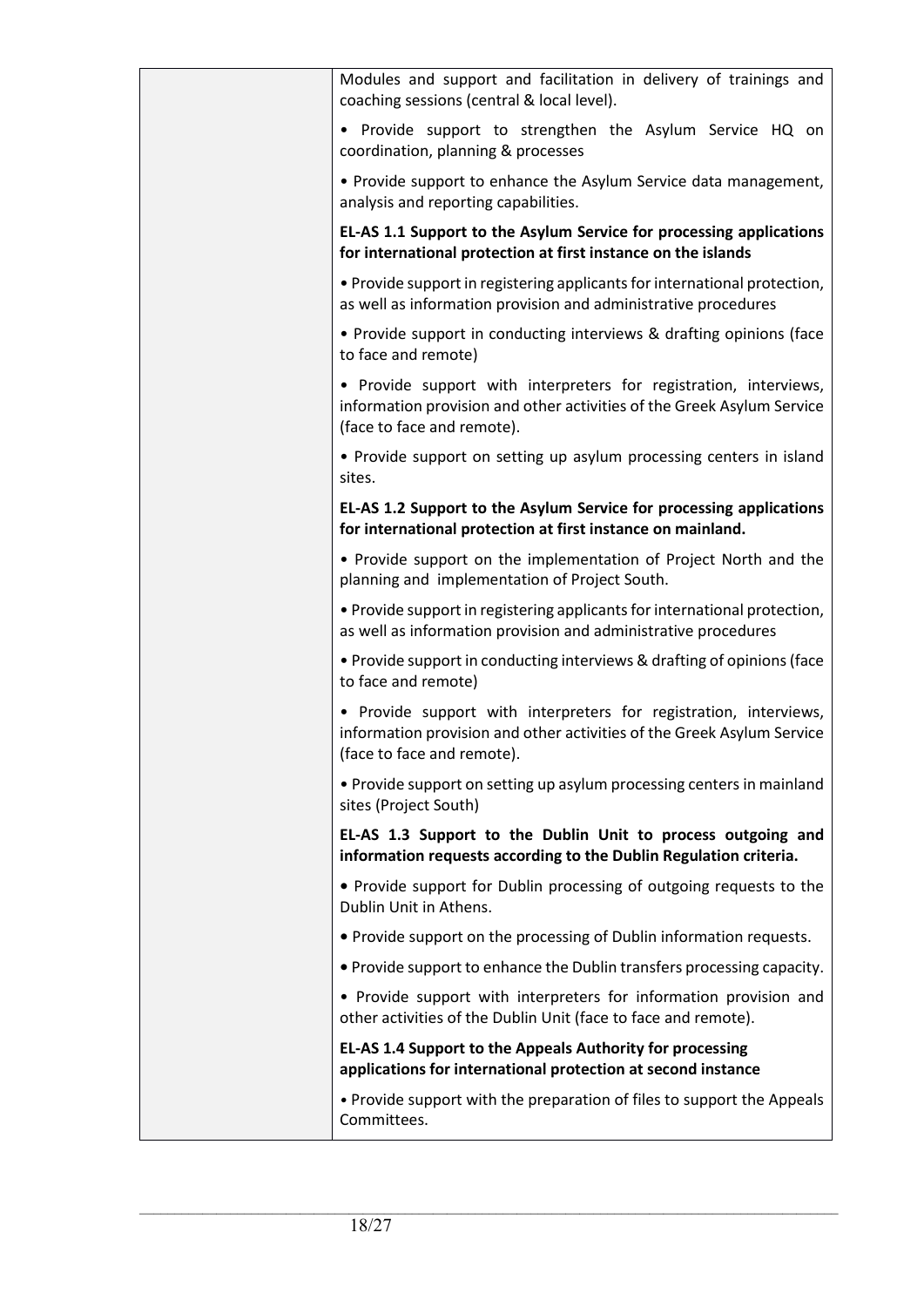| | |
|---|---|
| | Modules and support and facilitation in delivery of trainings and coaching sessions (central & local level).<br><br>• Provide support to strengthen the Asylum Service HQ on coordination, planning & processes<br><br>• Provide support to enhance the Asylum Service data management, analysis and reporting capabilities.<br><br>**EL-AS 1.1 Support to the Asylum Service for processing applications for international protection at first instance on the islands**<br><br>• Provide support in registering applicants for international protection, as well as information provision and administrative procedures<br><br>• Provide support in conducting interviews & drafting opinions (face to face and remote)<br><br>• Provide support with interpreters for registration, interviews, information provision and other activities of the Greek Asylum Service (face to face and remote).<br><br>• Provide support on setting up asylum processing centers in island sites.<br><br>**EL-AS 1.2 Support to the Asylum Service for processing applications for international protection at first instance on mainland.**<br><br>• Provide support on the implementation of Project North and the planning and implementation of Project South.<br><br>• Provide support in registering applicants for international protection, as well as information provision and administrative procedures<br><br>• Provide support in conducting interviews & drafting of opinions (face to face and remote)<br><br>• Provide support with interpreters for registration, interviews, information provision and other activities of the Greek Asylum Service (face to face and remote).<br><br>• Provide support on setting up asylum processing centers in mainland sites (Project South)<br><br>**EL-AS 1.3 Support to the Dublin Unit to process outgoing and information requests according to the Dublin Regulation criteria.**<br><br>• Provide support for Dublin processing of outgoing requests to the Dublin Unit in Athens.<br><br>• Provide support on the processing of Dublin information requests.<br><br>• Provide support to enhance the Dublin transfers processing capacity.<br><br>• Provide support with interpreters for information provision and other activities of the Dublin Unit (face to face and remote).<br><br>**EL-AS 1.4 Support to the Appeals Authority for processing applications for international protection at second instance**<br><br>• Provide support with the preparation of files to support the Appeals Committees. |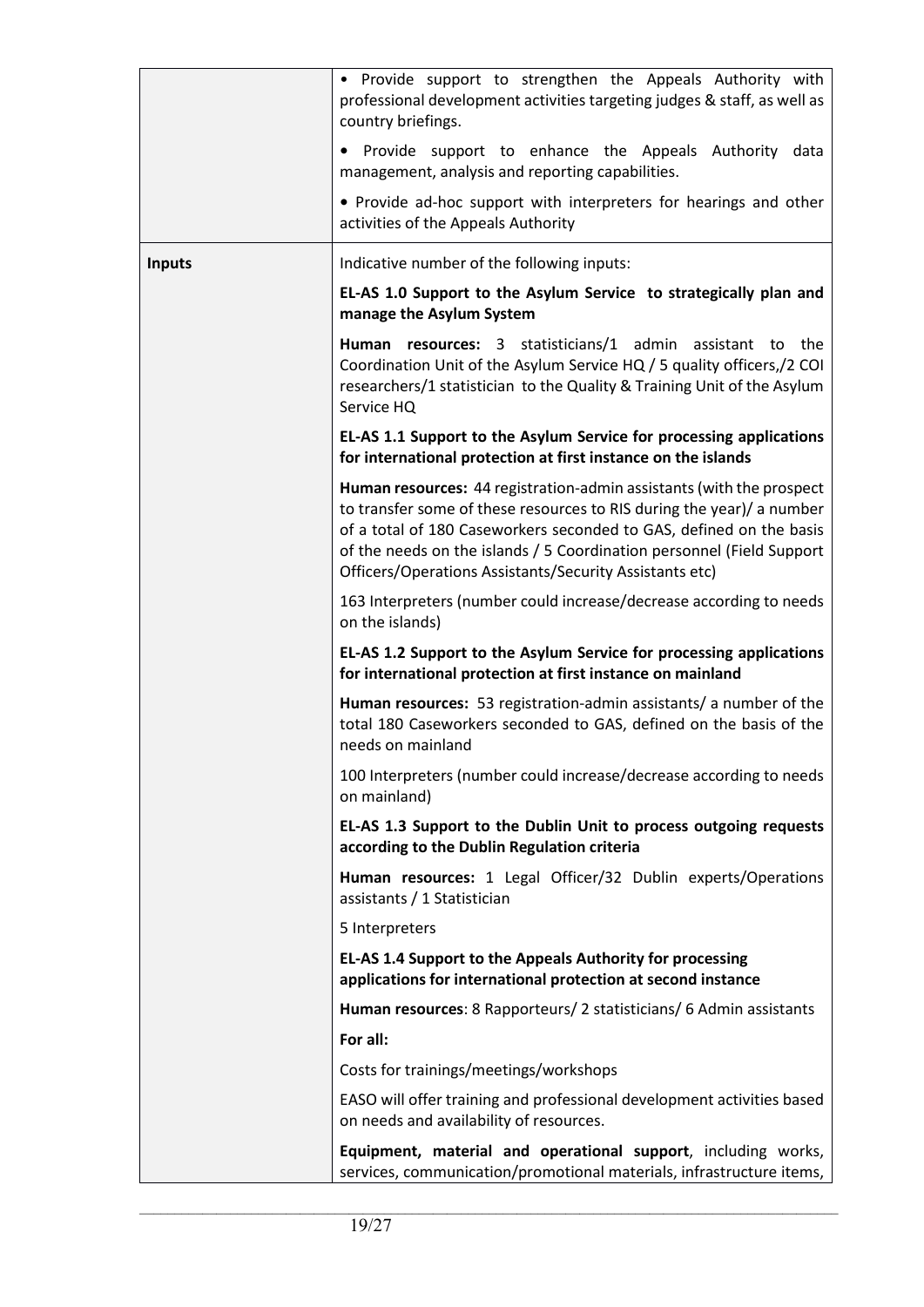| | |
|---|---|
| | • Provide support to strengthen the Appeals Authority with professional development activities targeting judges & staff, as well as country briefings.<br><br>• Provide support to enhance the Appeals Authority data management, analysis and reporting capabilities.<br><br>• Provide ad-hoc support with interpreters for hearings and other activities of the Appeals Authority |
| **Inputs** | Indicative number of the following inputs:<br><br>**EL-AS 1.0 Support to the Asylum Service to strategically plan and manage the Asylum System**<br><br>**Human resources:** 3 statisticians/1 admin assistant to the Coordination Unit of the Asylum Service HQ / 5 quality officers,/2 COI researchers/1 statistician to the Quality & Training Unit of the Asylum Service HQ<br><br>**EL-AS 1.1 Support to the Asylum Service for processing applications for international protection at first instance on the islands**<br><br>**Human resources:** 44 registration-admin assistants (with the prospect to transfer some of these resources to RIS during the year)/ a number of a total of 180 Caseworkers seconded to GAS, defined on the basis of the needs on the islands / 5 Coordination personnel (Field Support Officers/Operations Assistants/Security Assistants etc)<br><br>163 Interpreters (number could increase/decrease according to needs on the islands)<br><br>**EL-AS 1.2 Support to the Asylum Service for processing applications for international protection at first instance on mainland**<br><br>**Human resources:** 53 registration-admin assistants/ a number of the total 180 Caseworkers seconded to GAS, defined on the basis of the needs on mainland<br><br>100 Interpreters (number could increase/decrease according to needs on mainland)<br><br>**EL-AS 1.3 Support to the Dublin Unit to process outgoing requests according to the Dublin Regulation criteria**<br><br>**Human resources:** 1 Legal Officer/32 Dublin experts/Operations assistants / 1 Statistician<br><br>5 Interpreters<br><br>**EL-AS 1.4 Support to the Appeals Authority for processing applications for international protection at second instance**<br><br>**Human resources**: 8 Rapporteurs/ 2 statisticians/ 6 Admin assistants<br><br>**For all:**<br><br>Costs for trainings/meetings/workshops<br><br>EASO will offer training and professional development activities based on needs and availability of resources.<br><br>**Equipment, material and operational support**, including works, services, communication/promotional materials, infrastructure items, |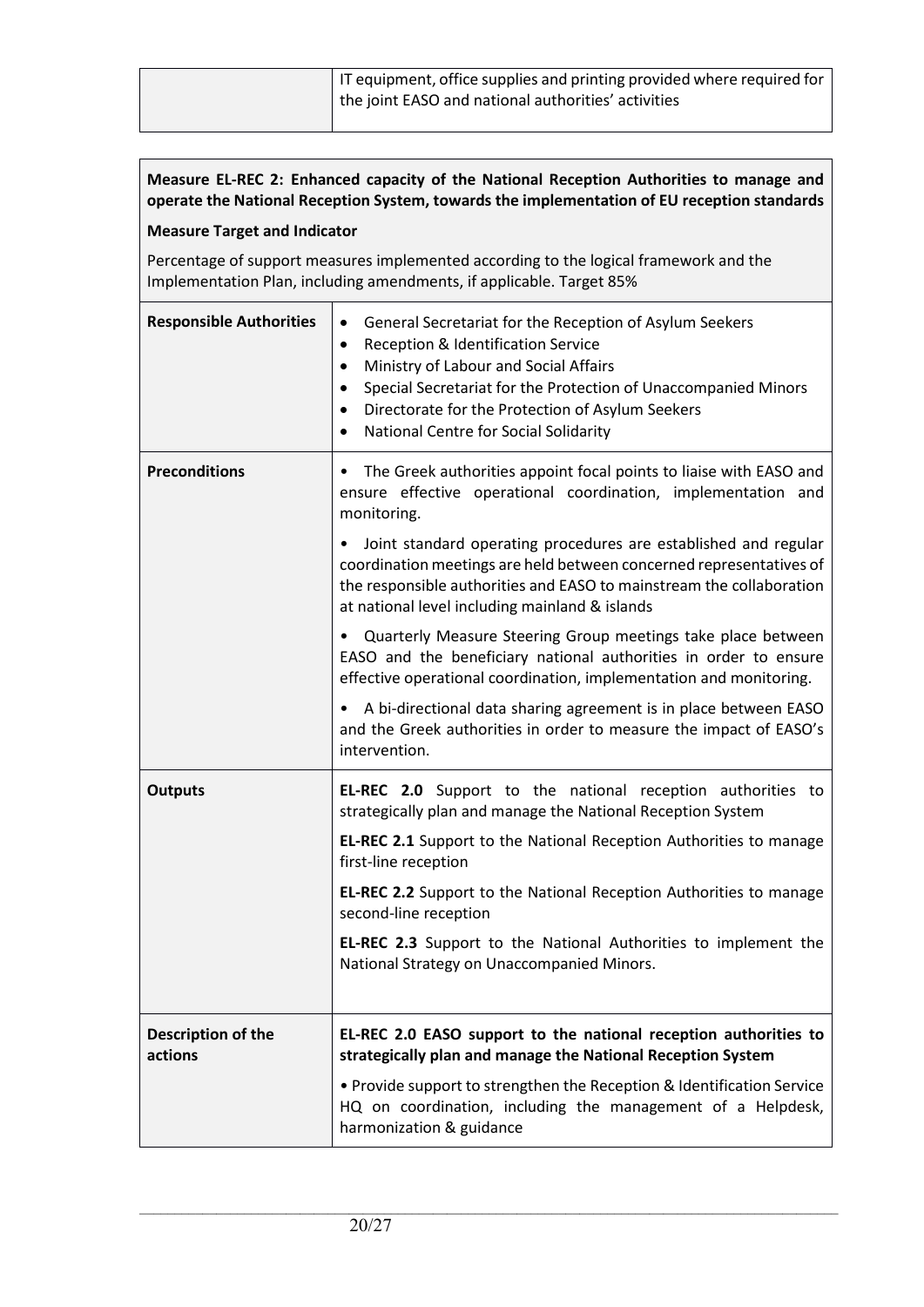| | IT equipment, office supplies and printing provided where required for the joint EASO and national authorities' activities |
|---|---|

**Measure EL-REC 2: Enhanced capacity of the National Reception Authorities to manage and operate the National Reception System, towards the implementation of EU reception standards**

**Measure Target and Indicator**

Percentage of support measures implemented according to the logical framework and the Implementation Plan, including amendments, if applicable. Target 85%

| | |
|---|---|
| **Responsible Authorities** | • General Secretariat for the Reception of Asylum Seekers<br>• Reception & Identification Service<br>• Ministry of Labour and Social Affairs<br>• Special Secretariat for the Protection of Unaccompanied Minors<br>• Directorate for the Protection of Asylum Seekers<br>• National Centre for Social Solidarity |
| **Preconditions** | • The Greek authorities appoint focal points to liaise with EASO and ensure effective operational coordination, implementation and monitoring.<br><br>• Joint standard operating procedures are established and regular coordination meetings are held between concerned representatives of the responsible authorities and EASO to mainstream the collaboration at national level including mainland & islands<br><br>• Quarterly Measure Steering Group meetings take place between EASO and the beneficiary national authorities in order to ensure effective operational coordination, implementation and monitoring.<br><br>• A bi-directional data sharing agreement is in place between EASO and the Greek authorities in order to measure the impact of EASO's intervention. |
| **Outputs** | **EL-REC 2.0** Support to the national reception authorities to strategically plan and manage the National Reception System<br><br>**EL-REC 2.1** Support to the National Reception Authorities to manage first-line reception<br><br>**EL-REC 2.2** Support to the National Reception Authorities to manage second-line reception<br><br>**EL-REC 2.3** Support to the National Authorities to implement the National Strategy on Unaccompanied Minors. |
| **Description of the actions** | **EL-REC 2.0 EASO support to the national reception authorities to strategically plan and manage the National Reception System**<br><br>• Provide support to strengthen the Reception & Identification Service HQ on coordination, including the management of a Helpdesk, harmonization & guidance |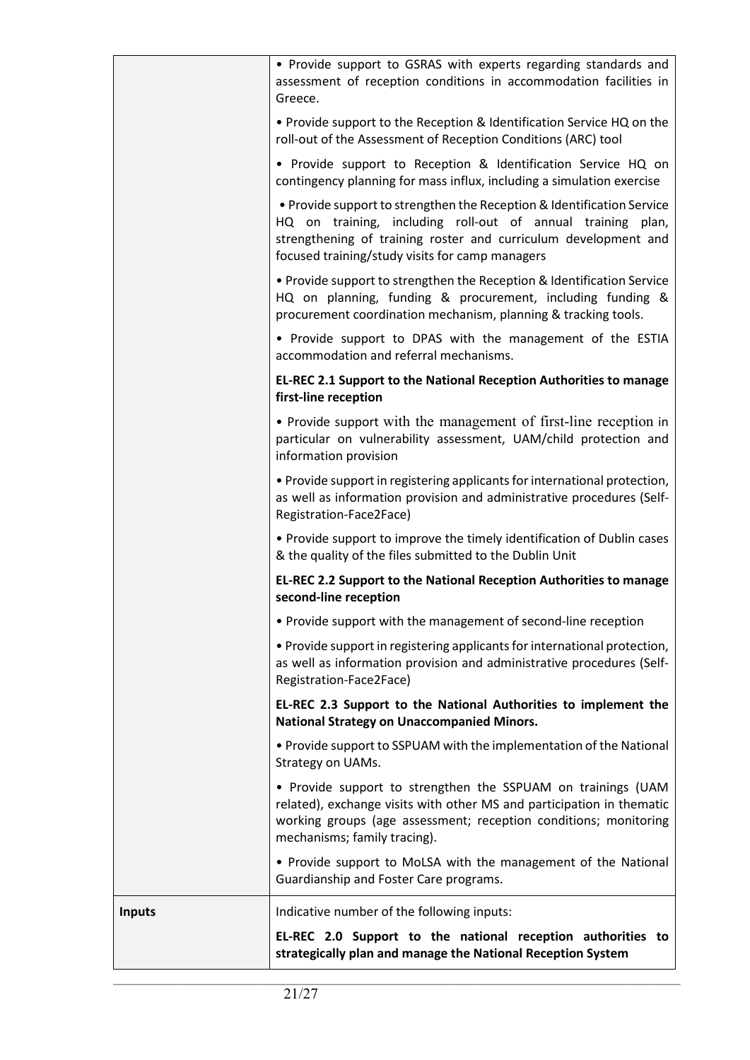| | |
|---|---|
| | • Provide support to GSRAS with experts regarding standards and assessment of reception conditions in accommodation facilities in Greece.<br><br>• Provide support to the Reception & Identification Service HQ on the roll-out of the Assessment of Reception Conditions (ARC) tool<br><br>• Provide support to Reception & Identification Service HQ on contingency planning for mass influx, including a simulation exercise<br><br>• Provide support to strengthen the Reception & Identification Service HQ on training, including roll-out of annual training plan, strengthening of training roster and curriculum development and focused training/study visits for camp managers<br><br>• Provide support to strengthen the Reception & Identification Service HQ on planning, funding & procurement, including funding & procurement coordination mechanism, planning & tracking tools.<br><br>• Provide support to DPAS with the management of the ESTIA accommodation and referral mechanisms.<br><br>**EL-REC 2.1 Support to the National Reception Authorities to manage first-line reception**<br><br>• Provide support with the management of first-line reception in particular on vulnerability assessment, UAM/child protection and information provision<br><br>• Provide support in registering applicants for international protection, as well as information provision and administrative procedures (Self-Registration-Face2Face)<br><br>• Provide support to improve the timely identification of Dublin cases & the quality of the files submitted to the Dublin Unit<br><br>**EL-REC 2.2 Support to the National Reception Authorities to manage second-line reception**<br><br>• Provide support with the management of second-line reception<br><br>• Provide support in registering applicants for international protection, as well as information provision and administrative procedures (Self-Registration-Face2Face)<br><br>**EL-REC 2.3 Support to the National Authorities to implement the National Strategy on Unaccompanied Minors.**<br><br>• Provide support to SSPUAM with the implementation of the National Strategy on UAMs.<br><br>• Provide support to strengthen the SSPUAM on trainings (UAM related), exchange visits with other MS and participation in thematic working groups (age assessment; reception conditions; monitoring mechanisms; family tracing).<br><br>• Provide support to MoLSA with the management of the National Guardianship and Foster Care programs. |
| **Inputs** | Indicative number of the following inputs:<br><br>**EL-REC 2.0 Support to the national reception authorities to strategically plan and manage the National Reception System** |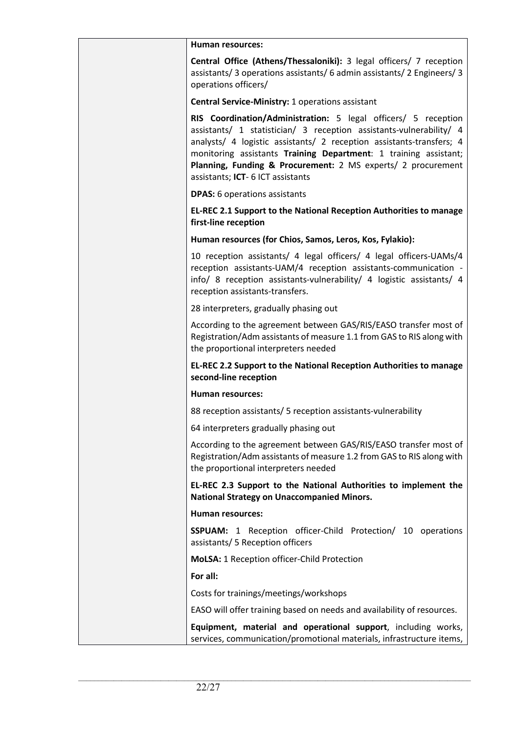| | |
|---|---|
| | **Human resources:**<br><br>**Central Office (Athens/Thessaloniki):** 3 legal officers/ 7 reception assistants/ 3 operations assistants/ 6 admin assistants/ 2 Engineers/ 3 operations officers/<br><br>**Central Service-Ministry:** 1 operations assistant<br><br>**RIS Coordination/Administration:** 5 legal officers/ 5 reception assistants/ 1 statistician/ 3 reception assistants-vulnerability/ 4 analysts/ 4 logistic assistants/ 2 reception assistants-transfers; 4 monitoring assistants **Training Department**: 1 training assistant; **Planning, Funding & Procurement:** 2 MS experts/ 2 procurement assistants; **ICT**- 6 ICT assistants<br><br>**DPAS:** 6 operations assistants<br><br>**EL-REC 2.1 Support to the National Reception Authorities to manage first-line reception**<br><br>**Human resources (for Chios, Samos, Leros, Kos, Fylakio):**<br><br>10 reception assistants/ 4 legal officers/ 4 legal officers-UAMs/4 reception assistants-UAM/4 reception assistants-communication - info/ 8 reception assistants-vulnerability/ 4 logistic assistants/ 4 reception assistants-transfers.<br><br>28 interpreters, gradually phasing out<br><br>According to the agreement between GAS/RIS/EASO transfer most of Registration/Adm assistants of measure 1.1 from GAS to RIS along with the proportional interpreters needed<br><br>**EL-REC 2.2 Support to the National Reception Authorities to manage second-line reception**<br><br>**Human resources:**<br><br>88 reception assistants/ 5 reception assistants-vulnerability<br><br>64 interpreters gradually phasing out<br><br>According to the agreement between GAS/RIS/EASO transfer most of Registration/Adm assistants of measure 1.2 from GAS to RIS along with the proportional interpreters needed<br><br>**EL-REC 2.3 Support to the National Authorities to implement the National Strategy on Unaccompanied Minors.**<br><br>**Human resources:**<br><br>**SSPUAM:** 1 Reception officer-Child Protection/ 10 operations assistants/ 5 Reception officers<br><br>**MoLSA:** 1 Reception officer-Child Protection<br><br>**For all:**<br><br>Costs for trainings/meetings/workshops<br><br>EASO will offer training based on needs and availability of resources.<br><br>**Equipment, material and operational support**, including works, services, communication/promotional materials, infrastructure items, |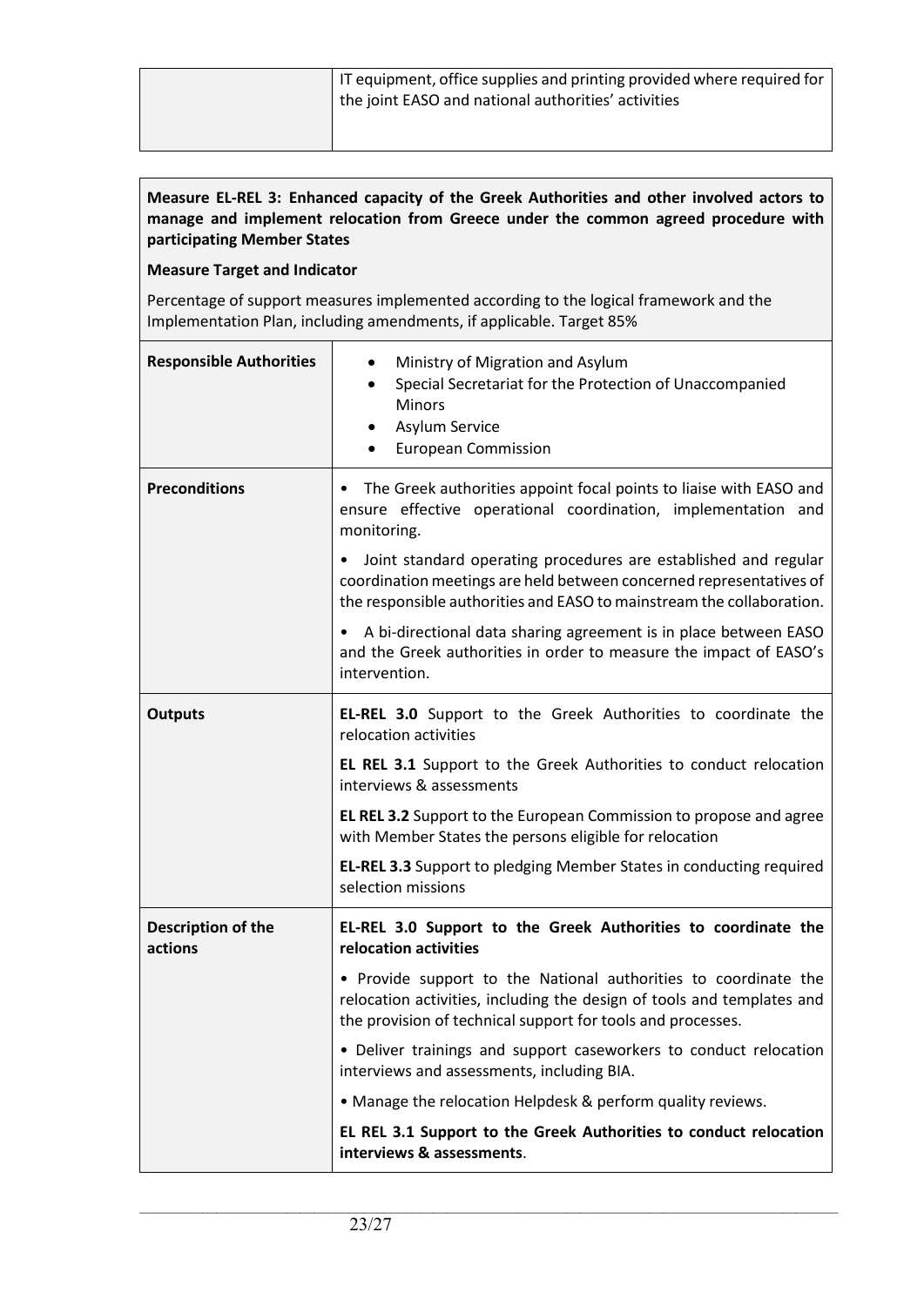| | |
|---|---|
| | IT equipment, office supplies and printing provided where required for the joint EASO and national authorities' activities |

**Measure EL-REL 3: Enhanced capacity of the Greek Authorities and other involved actors to manage and implement relocation from Greece under the common agreed procedure with participating Member States**

**Measure Target and Indicator**

Percentage of support measures implemented according to the logical framework and the Implementation Plan, including amendments, if applicable. Target 85%

| | |
|---|---|
| **Responsible Authorities** | • Ministry of Migration and Asylum<br>• Special Secretariat for the Protection of Unaccompanied Minors<br>• Asylum Service<br>• European Commission |
| **Preconditions** | • The Greek authorities appoint focal points to liaise with EASO and ensure effective operational coordination, implementation and monitoring.<br><br>• Joint standard operating procedures are established and regular coordination meetings are held between concerned representatives of the responsible authorities and EASO to mainstream the collaboration.<br><br>• A bi-directional data sharing agreement is in place between EASO and the Greek authorities in order to measure the impact of EASO's intervention. |
| **Outputs** | **EL-REL 3.0** Support to the Greek Authorities to coordinate the relocation activities<br><br>**EL REL 3.1** Support to the Greek Authorities to conduct relocation interviews & assessments<br><br>**EL REL 3.2** Support to the European Commission to propose and agree with Member States the persons eligible for relocation<br><br>**EL-REL 3.3** Support to pledging Member States in conducting required selection missions |
| **Description of the actions** | **EL-REL 3.0 Support to the Greek Authorities to coordinate the relocation activities**<br><br>• Provide support to the National authorities to coordinate the relocation activities, including the design of tools and templates and the provision of technical support for tools and processes.<br><br>• Deliver trainings and support caseworkers to conduct relocation interviews and assessments, including BIA.<br><br>• Manage the relocation Helpdesk & perform quality reviews.<br><br>**EL REL 3.1 Support to the Greek Authorities to conduct relocation interviews & assessments**. |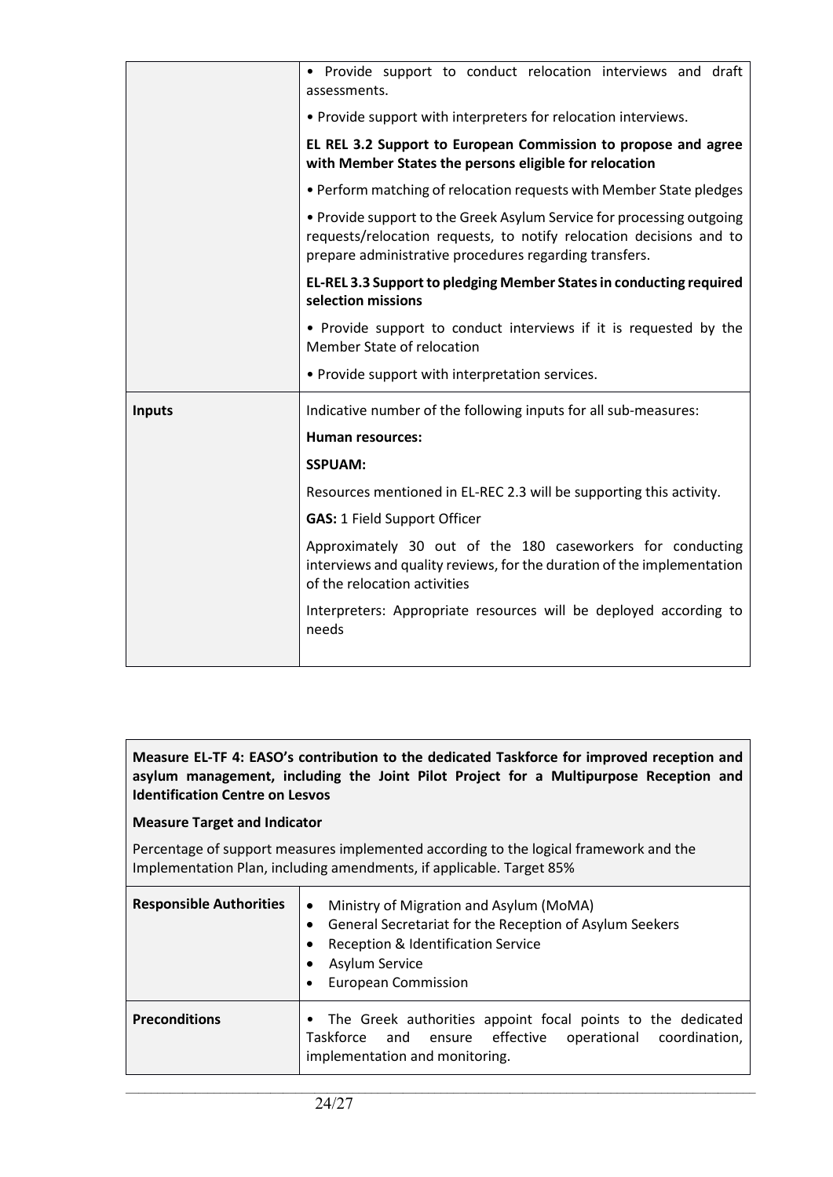| | |
|---|---|
| | • Provide support to conduct relocation interviews and draft assessments.<br>• Provide support with interpreters for relocation interviews.<br>**EL REL 3.2 Support to European Commission to propose and agree with Member States the persons eligible for relocation**<br>• Perform matching of relocation requests with Member State pledges<br>• Provide support to the Greek Asylum Service for processing outgoing requests/relocation requests, to notify relocation decisions and to prepare administrative procedures regarding transfers.<br>**EL-REL 3.3 Support to pledging Member States in conducting required selection missions**<br>• Provide support to conduct interviews if it is requested by the Member State of relocation<br>• Provide support with interpretation services. |
| **Inputs** | Indicative number of the following inputs for all sub-measures:<br>**Human resources:**<br>**SSPUAM:**<br>Resources mentioned in EL-REC 2.3 will be supporting this activity.<br>**GAS:** 1 Field Support Officer<br>Approximately 30 out of the 180 caseworkers for conducting interviews and quality reviews, for the duration of the implementation of the relocation activities<br>Interpreters: Appropriate resources will be deployed according to needs |

**Measure EL-TF 4: EASO's contribution to the dedicated Taskforce for improved reception and asylum management, including the Joint Pilot Project for a Multipurpose Reception and Identification Centre on Lesvos**

**Measure Target and Indicator**

Percentage of support measures implemented according to the logical framework and the Implementation Plan, including amendments, if applicable. Target 85%

| | |
|---|---|
| **Responsible Authorities** | • Ministry of Migration and Asylum (MoMA)<br>• General Secretariat for the Reception of Asylum Seekers<br>• Reception & Identification Service<br>• Asylum Service<br>• European Commission |
| **Preconditions** | • The Greek authorities appoint focal points to the dedicated Taskforce and ensure effective operational coordination, implementation and monitoring. |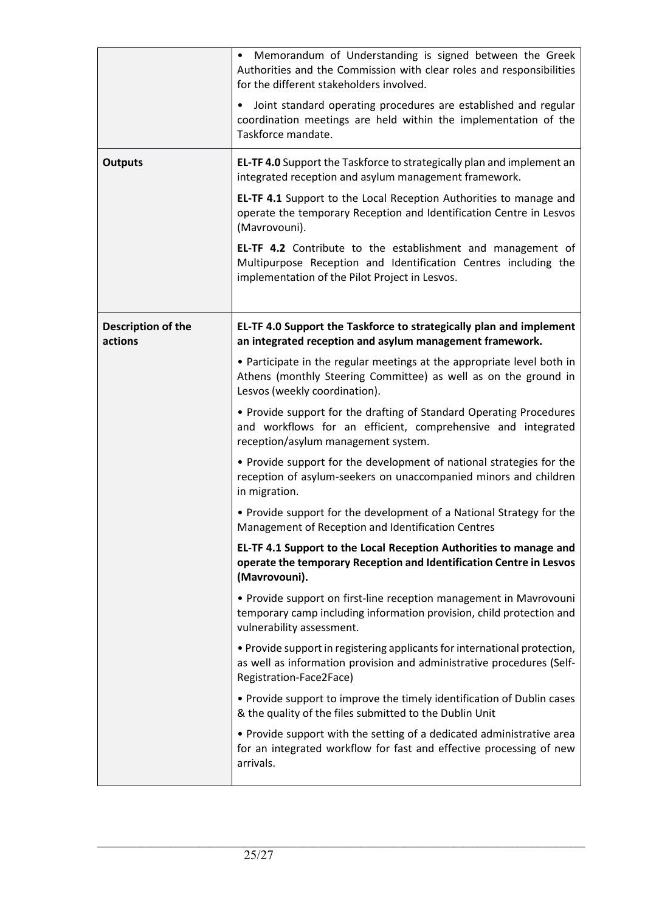| | |
|---|---|
| | • Memorandum of Understanding is signed between the Greek Authorities and the Commission with clear roles and responsibilities for the different stakeholders involved.<br><br>• Joint standard operating procedures are established and regular coordination meetings are held within the implementation of the Taskforce mandate. |
| **Outputs** | **EL-TF 4.0** Support the Taskforce to strategically plan and implement an integrated reception and asylum management framework.<br><br>**EL-TF 4.1** Support to the Local Reception Authorities to manage and operate the temporary Reception and Identification Centre in Lesvos (Mavrovouni).<br><br>**EL-TF 4.2** Contribute to the establishment and management of Multipurpose Reception and Identification Centres including the implementation of the Pilot Project in Lesvos. |
| **Description of the actions** | **EL-TF 4.0 Support the Taskforce to strategically plan and implement an integrated reception and asylum management framework.**<br><br>• Participate in the regular meetings at the appropriate level both in Athens (monthly Steering Committee) as well as on the ground in Lesvos (weekly coordination).<br><br>• Provide support for the drafting of Standard Operating Procedures and workflows for an efficient, comprehensive and integrated reception/asylum management system.<br><br>• Provide support for the development of national strategies for the reception of asylum-seekers on unaccompanied minors and children in migration.<br><br>• Provide support for the development of a National Strategy for the Management of Reception and Identification Centres<br><br>**EL-TF 4.1 Support to the Local Reception Authorities to manage and operate the temporary Reception and Identification Centre in Lesvos (Mavrovouni).**<br><br>• Provide support on first-line reception management in Mavrovouni temporary camp including information provision, child protection and vulnerability assessment.<br><br>• Provide support in registering applicants for international protection, as well as information provision and administrative procedures (Self-Registration-Face2Face)<br><br>• Provide support to improve the timely identification of Dublin cases & the quality of the files submitted to the Dublin Unit<br><br>• Provide support with the setting of a dedicated administrative area for an integrated workflow for fast and effective processing of new arrivals. |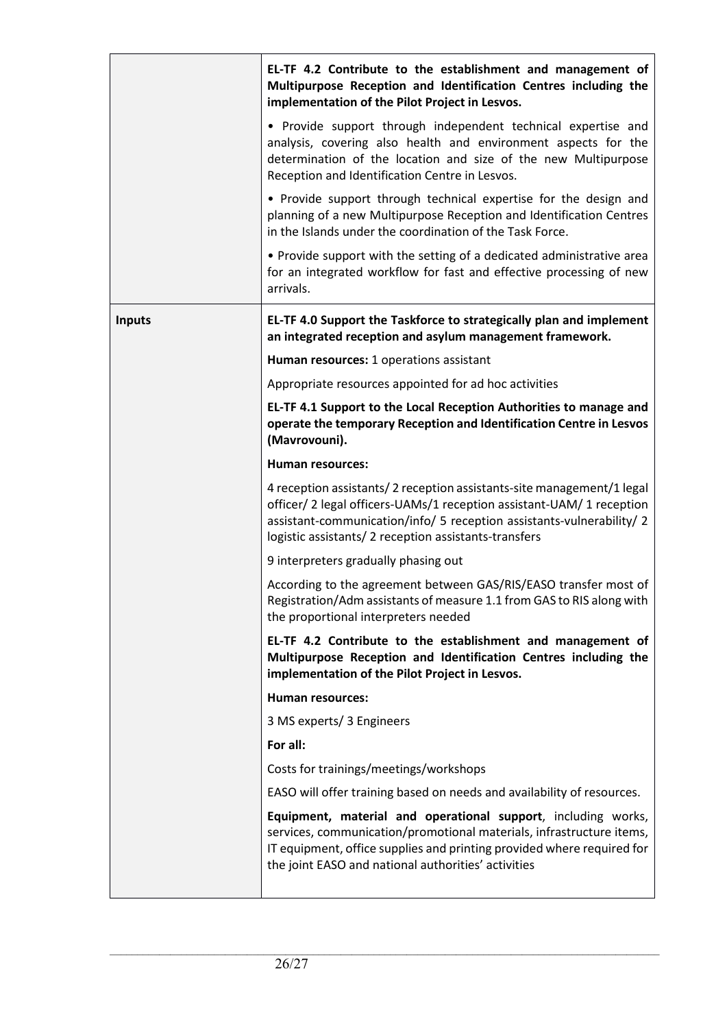| | |
|---|---|
| | **EL-TF 4.2 Contribute to the establishment and management of Multipurpose Reception and Identification Centres including the implementation of the Pilot Project in Lesvos.**<br><br>• Provide support through independent technical expertise and analysis, covering also health and environment aspects for the determination of the location and size of the new Multipurpose Reception and Identification Centre in Lesvos.<br><br>• Provide support through technical expertise for the design and planning of a new Multipurpose Reception and Identification Centres in the Islands under the coordination of the Task Force.<br><br>• Provide support with the setting of a dedicated administrative area for an integrated workflow for fast and effective processing of new arrivals. |
| **Inputs** | **EL-TF 4.0 Support the Taskforce to strategically plan and implement an integrated reception and asylum management framework.**<br><br>**Human resources:** 1 operations assistant<br><br>Appropriate resources appointed for ad hoc activities<br><br>**EL-TF 4.1 Support to the Local Reception Authorities to manage and operate the temporary Reception and Identification Centre in Lesvos (Mavrovouni).**<br><br>**Human resources:**<br><br>4 reception assistants/ 2 reception assistants-site management/1 legal officer/ 2 legal officers-UAMs/1 reception assistant-UAM/ 1 reception assistant-communication/info/ 5 reception assistants-vulnerability/ 2 logistic assistants/ 2 reception assistants-transfers<br><br>9 interpreters gradually phasing out<br><br>According to the agreement between GAS/RIS/EASO transfer most of Registration/Adm assistants of measure 1.1 from GAS to RIS along with the proportional interpreters needed<br><br>**EL-TF 4.2 Contribute to the establishment and management of Multipurpose Reception and Identification Centres including the implementation of the Pilot Project in Lesvos.**<br><br>**Human resources:**<br><br>3 MS experts/ 3 Engineers<br><br>**For all:**<br><br>Costs for trainings/meetings/workshops<br><br>EASO will offer training based on needs and availability of resources.<br><br>**Equipment, material and operational support**, including works, services, communication/promotional materials, infrastructure items, IT equipment, office supplies and printing provided where required for the joint EASO and national authorities' activities |